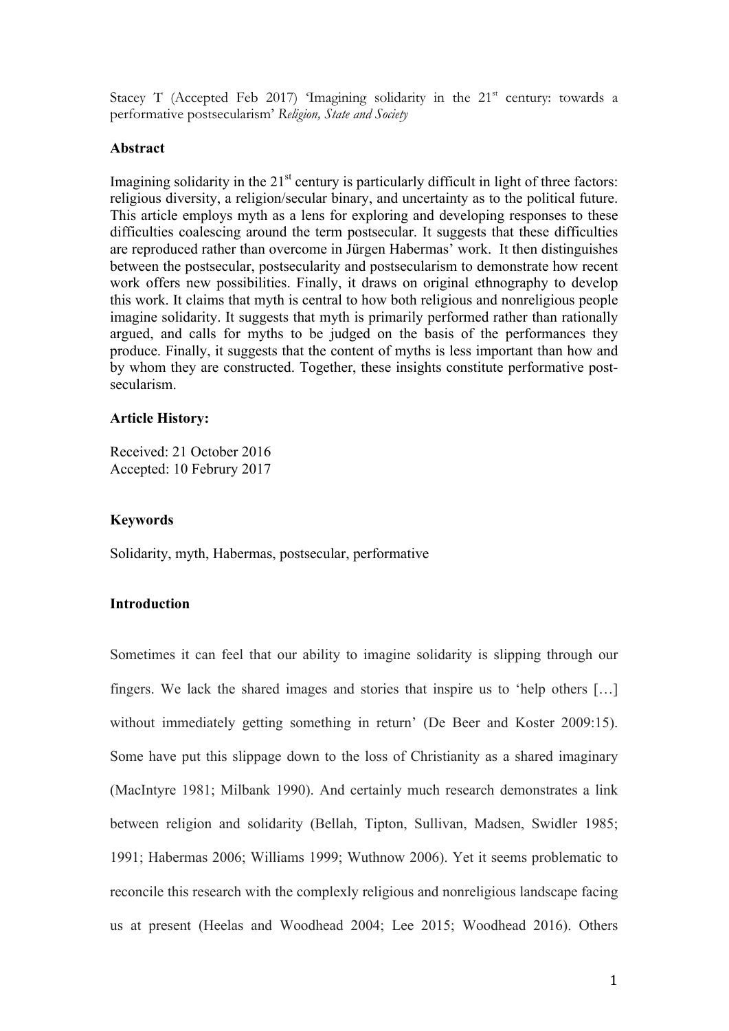Stacey T (Accepted Feb 2017) 'Imagining solidarity in the 21st century: towards a performative postsecularism' *Religion, State and Society*

**Abstract**

Imagining solidarity in the 21st century is particularly difficult in light of three factors: religious diversity, a religion/secular binary, and uncertainty as to the political future. This article employs myth as a lens for exploring and developing responses to these difficulties coalescing around the term postsecular. It suggests that these difficulties are reproduced rather than overcome in Jürgen Habermas' work. It then distinguishes between the postsecular, postsecularity and postsecularism to demonstrate how recent work offers new possibilities. Finally, it draws on original ethnography to develop this work. It claims that myth is central to how both religious and nonreligious people imagine solidarity. It suggests that myth is primarily performed rather than rationally argued, and calls for myths to be judged on the basis of the performances they produce. Finally, it suggests that the content of myths is less important than how and by whom they are constructed. Together, these insights constitute performative post-secularism.

**Article History:**

Received: 21 October 2016
Accepted: 10 Februry 2017

**Keywords**

Solidarity, myth, Habermas, postsecular, performative

**Introduction**

Sometimes it can feel that our ability to imagine solidarity is slipping through our fingers. We lack the shared images and stories that inspire us to 'help others […] without immediately getting something in return' (De Beer and Koster 2009:15). Some have put this slippage down to the loss of Christianity as a shared imaginary (MacIntyre 1981; Milbank 1990). And certainly much research demonstrates a link between religion and solidarity (Bellah, Tipton, Sullivan, Madsen, Swidler 1985; 1991; Habermas 2006; Williams 1999; Wuthnow 2006). Yet it seems problematic to reconcile this research with the complexly religious and nonreligious landscape facing us at present (Heelas and Woodhead 2004; Lee 2015; Woodhead 2016). Others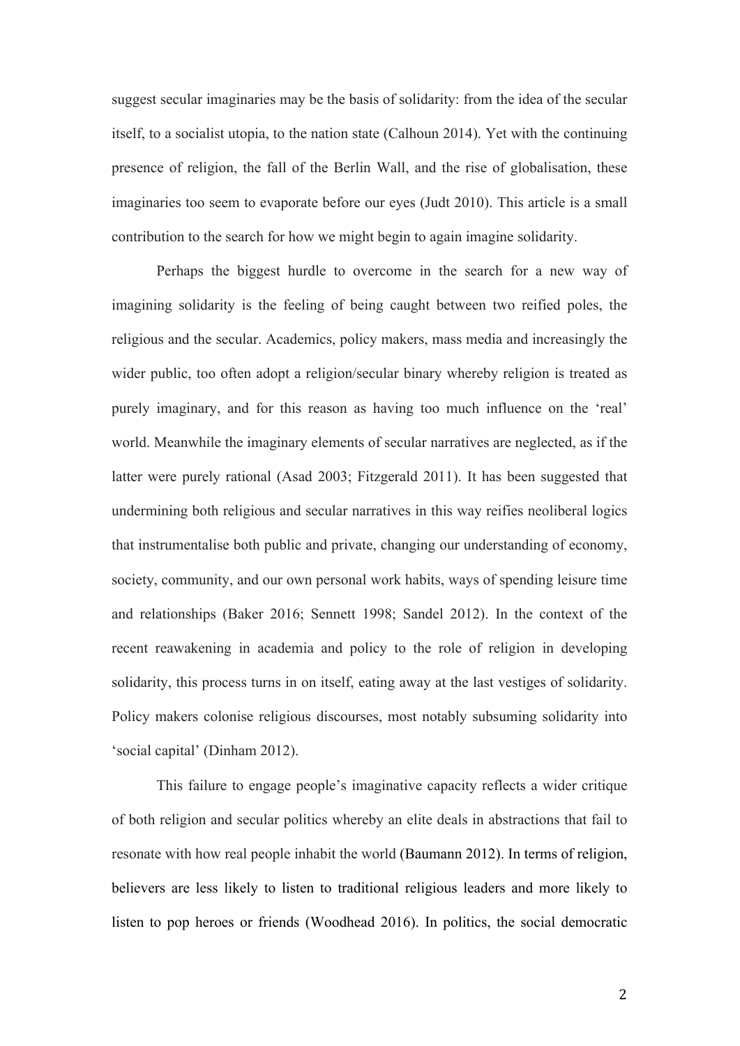suggest secular imaginaries may be the basis of solidarity: from the idea of the secular itself, to a socialist utopia, to the nation state (Calhoun 2014). Yet with the continuing presence of religion, the fall of the Berlin Wall, and the rise of globalisation, these imaginaries too seem to evaporate before our eyes (Judt 2010). This article is a small contribution to the search for how we might begin to again imagine solidarity.

Perhaps the biggest hurdle to overcome in the search for a new way of imagining solidarity is the feeling of being caught between two reified poles, the religious and the secular. Academics, policy makers, mass media and increasingly the wider public, too often adopt a religion/secular binary whereby religion is treated as purely imaginary, and for this reason as having too much influence on the 'real' world. Meanwhile the imaginary elements of secular narratives are neglected, as if the latter were purely rational (Asad 2003; Fitzgerald 2011). It has been suggested that undermining both religious and secular narratives in this way reifies neoliberal logics that instrumentalise both public and private, changing our understanding of economy, society, community, and our own personal work habits, ways of spending leisure time and relationships (Baker 2016; Sennett 1998; Sandel 2012). In the context of the recent reawakening in academia and policy to the role of religion in developing solidarity, this process turns in on itself, eating away at the last vestiges of solidarity. Policy makers colonise religious discourses, most notably subsuming solidarity into 'social capital' (Dinham 2012).

This failure to engage people's imaginative capacity reflects a wider critique of both religion and secular politics whereby an elite deals in abstractions that fail to resonate with how real people inhabit the world (Baumann 2012). In terms of religion, believers are less likely to listen to traditional religious leaders and more likely to listen to pop heroes or friends (Woodhead 2016). In politics, the social democratic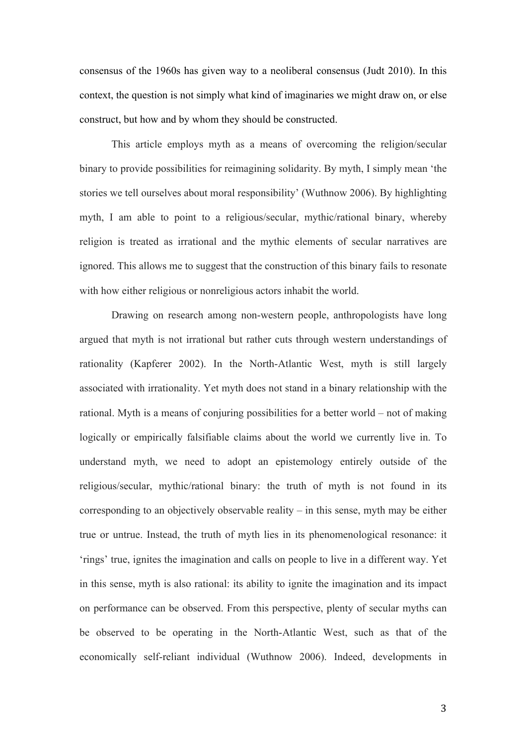consensus of the 1960s has given way to a neoliberal consensus (Judt 2010). In this context, the question is not simply what kind of imaginaries we might draw on, or else construct, but how and by whom they should be constructed.

This article employs myth as a means of overcoming the religion/secular binary to provide possibilities for reimagining solidarity. By myth, I simply mean 'the stories we tell ourselves about moral responsibility' (Wuthnow 2006). By highlighting myth, I am able to point to a religious/secular, mythic/rational binary, whereby religion is treated as irrational and the mythic elements of secular narratives are ignored. This allows me to suggest that the construction of this binary fails to resonate with how either religious or nonreligious actors inhabit the world.

Drawing on research among non-western people, anthropologists have long argued that myth is not irrational but rather cuts through western understandings of rationality (Kapferer 2002). In the North-Atlantic West, myth is still largely associated with irrationality. Yet myth does not stand in a binary relationship with the rational. Myth is a means of conjuring possibilities for a better world – not of making logically or empirically falsifiable claims about the world we currently live in. To understand myth, we need to adopt an epistemology entirely outside of the religious/secular, mythic/rational binary: the truth of myth is not found in its corresponding to an objectively observable reality – in this sense, myth may be either true or untrue. Instead, the truth of myth lies in its phenomenological resonance: it 'rings' true, ignites the imagination and calls on people to live in a different way. Yet in this sense, myth is also rational: its ability to ignite the imagination and its impact on performance can be observed. From this perspective, plenty of secular myths can be observed to be operating in the North-Atlantic West, such as that of the economically self-reliant individual (Wuthnow 2006). Indeed, developments in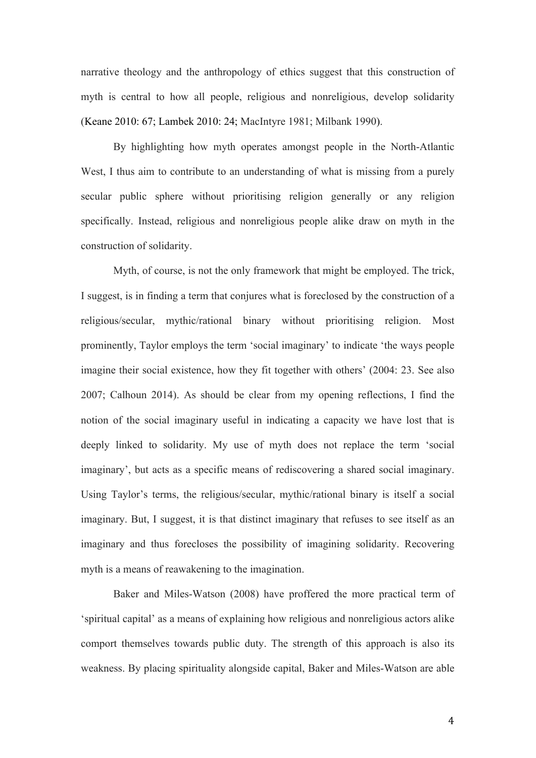narrative theology and the anthropology of ethics suggest that this construction of myth is central to how all people, religious and nonreligious, develop solidarity (Keane 2010: 67; Lambek 2010: 24; MacIntyre 1981; Milbank 1990).

By highlighting how myth operates amongst people in the North-Atlantic West, I thus aim to contribute to an understanding of what is missing from a purely secular public sphere without prioritising religion generally or any religion specifically. Instead, religious and nonreligious people alike draw on myth in the construction of solidarity.

Myth, of course, is not the only framework that might be employed. The trick, I suggest, is in finding a term that conjures what is foreclosed by the construction of a religious/secular, mythic/rational binary without prioritising religion. Most prominently, Taylor employs the term 'social imaginary' to indicate 'the ways people imagine their social existence, how they fit together with others' (2004: 23. See also 2007; Calhoun 2014). As should be clear from my opening reflections, I find the notion of the social imaginary useful in indicating a capacity we have lost that is deeply linked to solidarity. My use of myth does not replace the term 'social imaginary', but acts as a specific means of rediscovering a shared social imaginary. Using Taylor's terms, the religious/secular, mythic/rational binary is itself a social imaginary. But, I suggest, it is that distinct imaginary that refuses to see itself as an imaginary and thus forecloses the possibility of imagining solidarity. Recovering myth is a means of reawakening to the imagination.

Baker and Miles-Watson (2008) have proffered the more practical term of 'spiritual capital' as a means of explaining how religious and nonreligious actors alike comport themselves towards public duty. The strength of this approach is also its weakness. By placing spirituality alongside capital, Baker and Miles-Watson are able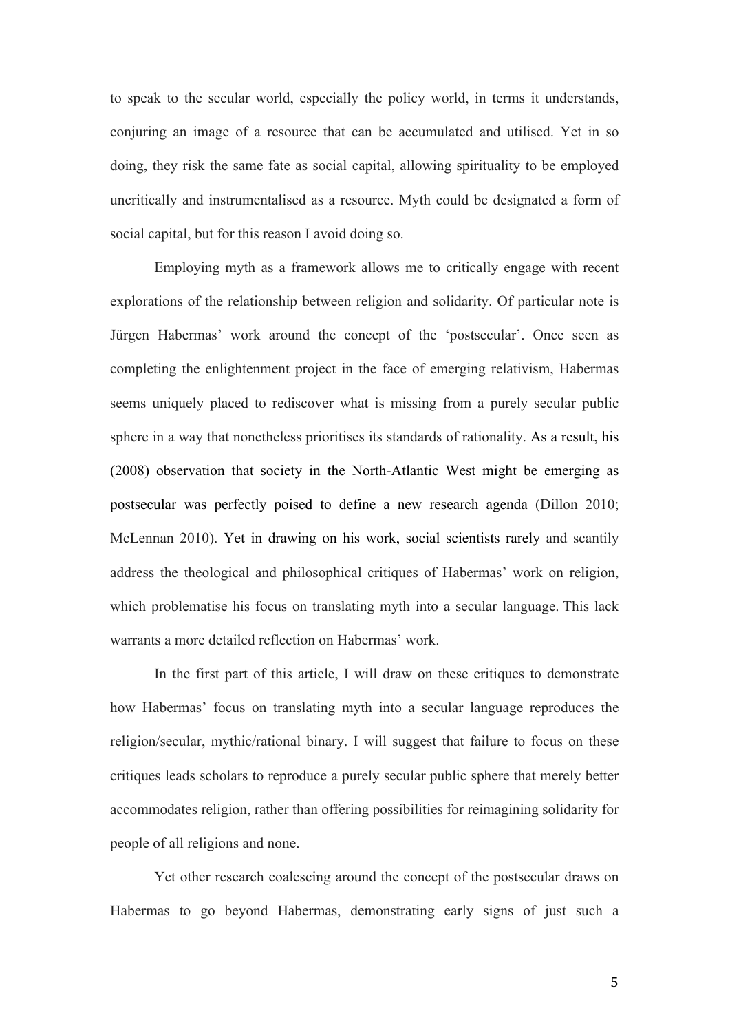to speak to the secular world, especially the policy world, in terms it understands, conjuring an image of a resource that can be accumulated and utilised. Yet in so doing, they risk the same fate as social capital, allowing spirituality to be employed uncritically and instrumentalised as a resource. Myth could be designated a form of social capital, but for this reason I avoid doing so.

Employing myth as a framework allows me to critically engage with recent explorations of the relationship between religion and solidarity. Of particular note is Jürgen Habermas' work around the concept of the 'postsecular'. Once seen as completing the enlightenment project in the face of emerging relativism, Habermas seems uniquely placed to rediscover what is missing from a purely secular public sphere in a way that nonetheless prioritises its standards of rationality. As a result, his (2008) observation that society in the North-Atlantic West might be emerging as postsecular was perfectly poised to define a new research agenda (Dillon 2010; McLennan 2010). Yet in drawing on his work, social scientists rarely and scantily address the theological and philosophical critiques of Habermas' work on religion, which problematise his focus on translating myth into a secular language. This lack warrants a more detailed reflection on Habermas' work.

In the first part of this article, I will draw on these critiques to demonstrate how Habermas' focus on translating myth into a secular language reproduces the religion/secular, mythic/rational binary. I will suggest that failure to focus on these critiques leads scholars to reproduce a purely secular public sphere that merely better accommodates religion, rather than offering possibilities for reimagining solidarity for people of all religions and none.

Yet other research coalescing around the concept of the postsecular draws on Habermas to go beyond Habermas, demonstrating early signs of just such a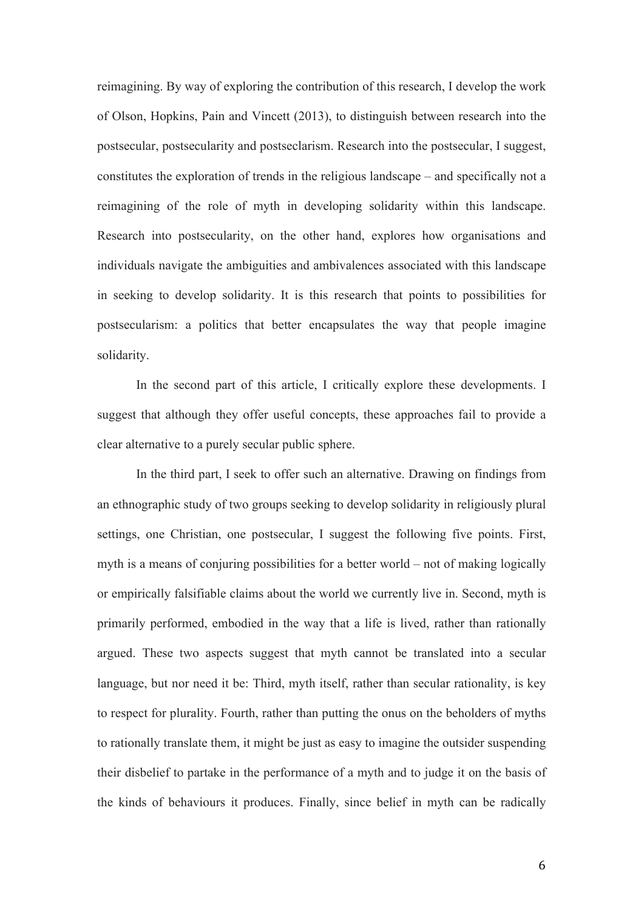reimagining. By way of exploring the contribution of this research, I develop the work of Olson, Hopkins, Pain and Vincett (2013), to distinguish between research into the postsecular, postsecularity and postseclarism. Research into the postsecular, I suggest, constitutes the exploration of trends in the religious landscape – and specifically not a reimagining of the role of myth in developing solidarity within this landscape. Research into postsecularity, on the other hand, explores how organisations and individuals navigate the ambiguities and ambivalences associated with this landscape in seeking to develop solidarity. It is this research that points to possibilities for postsecularism: a politics that better encapsulates the way that people imagine solidarity.

In the second part of this article, I critically explore these developments. I suggest that although they offer useful concepts, these approaches fail to provide a clear alternative to a purely secular public sphere.

In the third part, I seek to offer such an alternative. Drawing on findings from an ethnographic study of two groups seeking to develop solidarity in religiously plural settings, one Christian, one postsecular, I suggest the following five points. First, myth is a means of conjuring possibilities for a better world – not of making logically or empirically falsifiable claims about the world we currently live in. Second, myth is primarily performed, embodied in the way that a life is lived, rather than rationally argued. These two aspects suggest that myth cannot be translated into a secular language, but nor need it be: Third, myth itself, rather than secular rationality, is key to respect for plurality. Fourth, rather than putting the onus on the beholders of myths to rationally translate them, it might be just as easy to imagine the outsider suspending their disbelief to partake in the performance of a myth and to judge it on the basis of the kinds of behaviours it produces. Finally, since belief in myth can be radically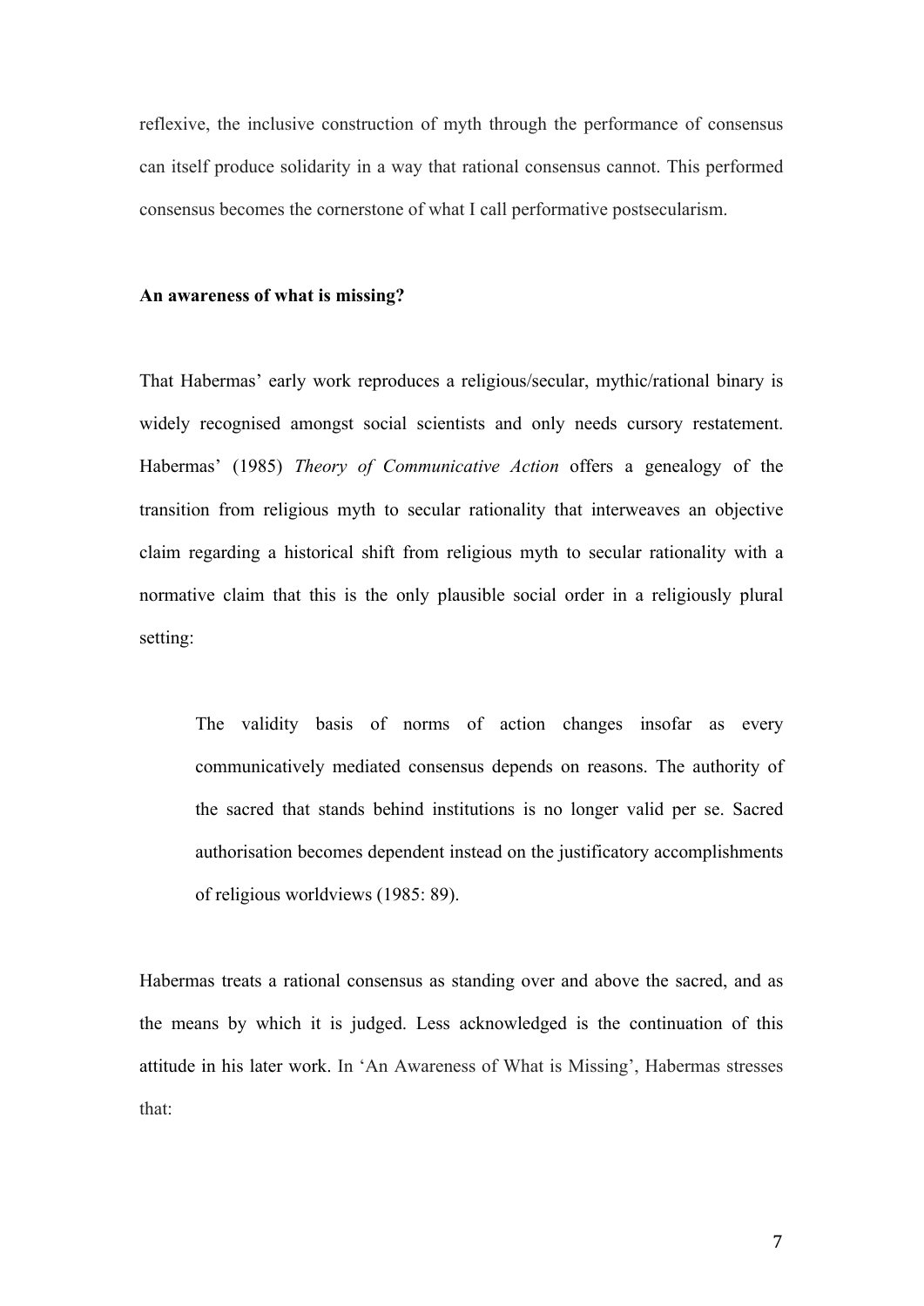reflexive, the inclusive construction of myth through the performance of consensus can itself produce solidarity in a way that rational consensus cannot. This performed consensus becomes the cornerstone of what I call performative postsecularism.

**An awareness of what is missing?**

That Habermas' early work reproduces a religious/secular, mythic/rational binary is widely recognised amongst social scientists and only needs cursory restatement. Habermas' (1985) *Theory of Communicative Action* offers a genealogy of the transition from religious myth to secular rationality that interweaves an objective claim regarding a historical shift from religious myth to secular rationality with a normative claim that this is the only plausible social order in a religiously plural setting:

> The validity basis of norms of action changes insofar as every communicatively mediated consensus depends on reasons. The authority of the sacred that stands behind institutions is no longer valid per se. Sacred authorisation becomes dependent instead on the justificatory accomplishments of religious worldviews (1985: 89).

Habermas treats a rational consensus as standing over and above the sacred, and as the means by which it is judged. Less acknowledged is the continuation of this attitude in his later work. In 'An Awareness of What is Missing', Habermas stresses that: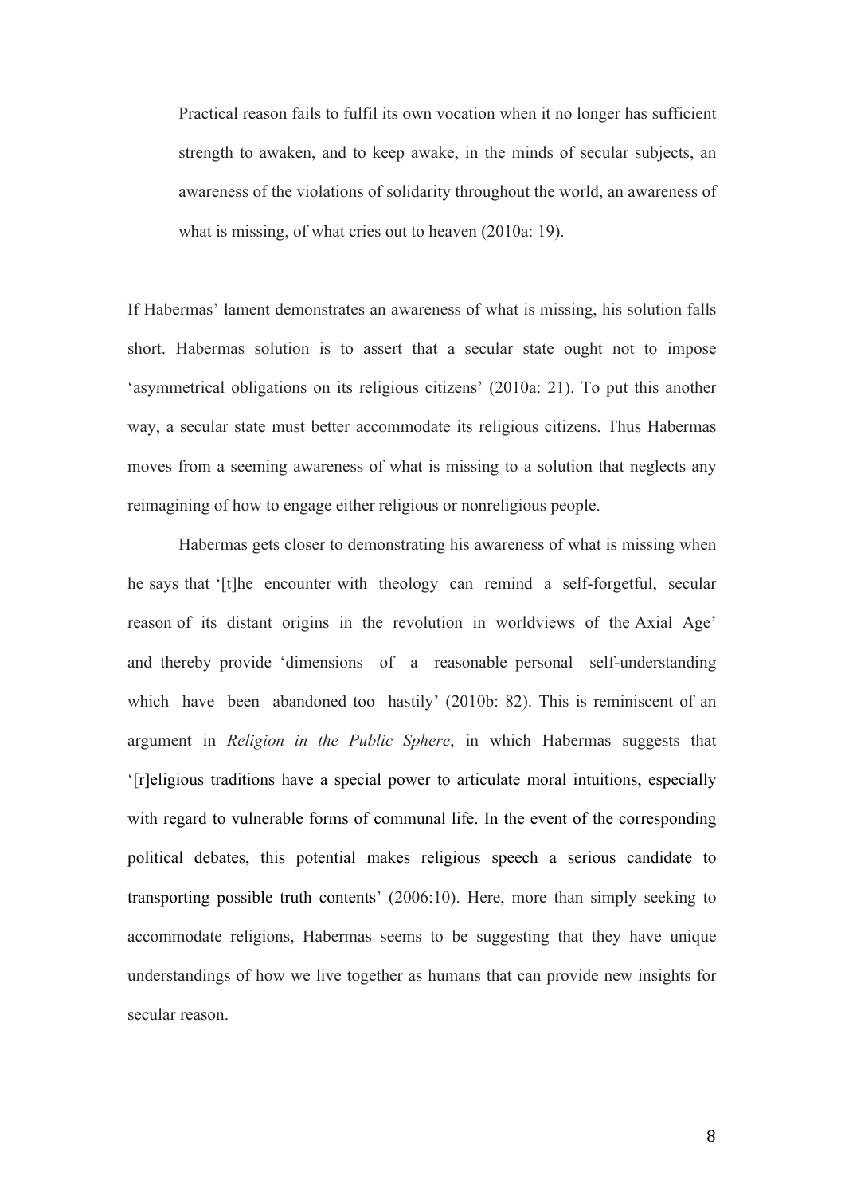> Practical reason fails to fulfil its own vocation when it no longer has sufficient strength to awaken, and to keep awake, in the minds of secular subjects, an awareness of the violations of solidarity throughout the world, an awareness of what is missing, of what cries out to heaven (2010a: 19).

If Habermas' lament demonstrates an awareness of what is missing, his solution falls short. Habermas solution is to assert that a secular state ought not to impose 'asymmetrical obligations on its religious citizens' (2010a: 21). To put this another way, a secular state must better accommodate its religious citizens. Thus Habermas moves from a seeming awareness of what is missing to a solution that neglects any reimagining of how to engage either religious or nonreligious people.

Habermas gets closer to demonstrating his awareness of what is missing when he says that '[t]he encounter with theology can remind a self-forgetful, secular reason of its distant origins in the revolution in worldviews of the Axial Age' and thereby provide 'dimensions of a reasonable personal self-understanding which have been abandoned too hastily' (2010b: 82). This is reminiscent of an argument in *Religion in the Public Sphere*, in which Habermas suggests that '[r]eligious traditions have a special power to articulate moral intuitions, especially with regard to vulnerable forms of communal life. In the event of the corresponding political debates, this potential makes religious speech a serious candidate to transporting possible truth contents' (2006:10). Here, more than simply seeking to accommodate religions, Habermas seems to be suggesting that they have unique understandings of how we live together as humans that can provide new insights for secular reason.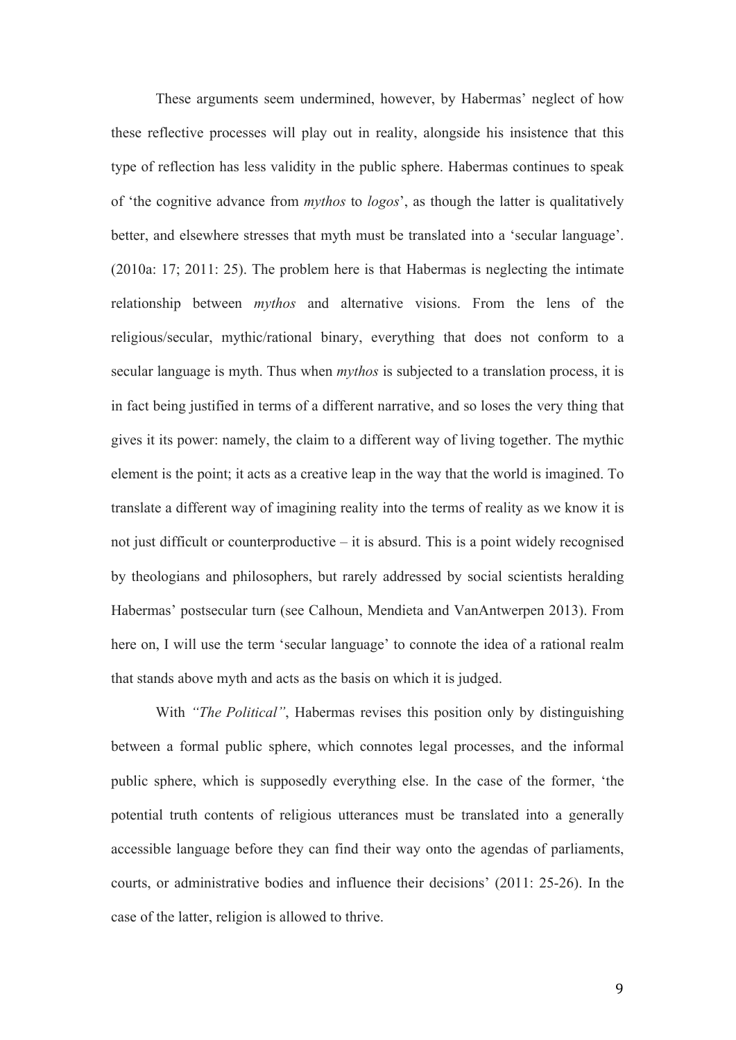These arguments seem undermined, however, by Habermas' neglect of how these reflective processes will play out in reality, alongside his insistence that this type of reflection has less validity in the public sphere. Habermas continues to speak of 'the cognitive advance from *mythos* to *logos*', as though the latter is qualitatively better, and elsewhere stresses that myth must be translated into a 'secular language'. (2010a: 17; 2011: 25). The problem here is that Habermas is neglecting the intimate relationship between *mythos* and alternative visions. From the lens of the religious/secular, mythic/rational binary, everything that does not conform to a secular language is myth. Thus when *mythos* is subjected to a translation process, it is in fact being justified in terms of a different narrative, and so loses the very thing that gives it its power: namely, the claim to a different way of living together. The mythic element is the point; it acts as a creative leap in the way that the world is imagined. To translate a different way of imagining reality into the terms of reality as we know it is not just difficult or counterproductive – it is absurd. This is a point widely recognised by theologians and philosophers, but rarely addressed by social scientists heralding Habermas' postsecular turn (see Calhoun, Mendieta and VanAntwerpen 2013). From here on, I will use the term 'secular language' to connote the idea of a rational realm that stands above myth and acts as the basis on which it is judged.

With *"The Political"*, Habermas revises this position only by distinguishing between a formal public sphere, which connotes legal processes, and the informal public sphere, which is supposedly everything else. In the case of the former, 'the potential truth contents of religious utterances must be translated into a generally accessible language before they can find their way onto the agendas of parliaments, courts, or administrative bodies and influence their decisions' (2011: 25-26). In the case of the latter, religion is allowed to thrive.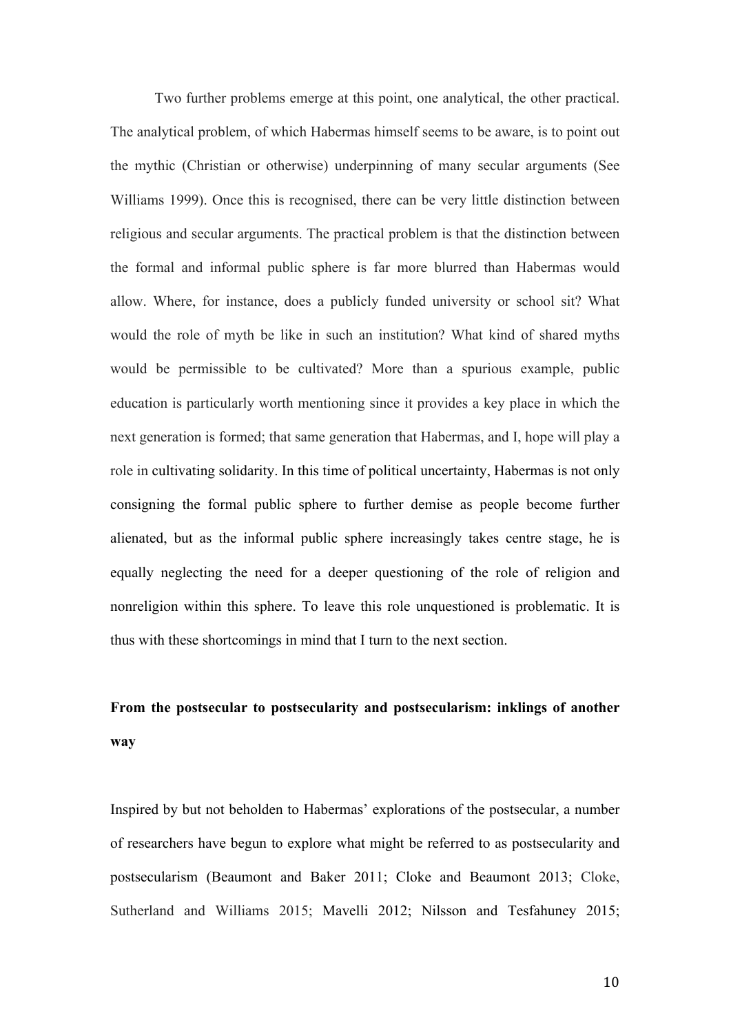Two further problems emerge at this point, one analytical, the other practical. The analytical problem, of which Habermas himself seems to be aware, is to point out the mythic (Christian or otherwise) underpinning of many secular arguments (See Williams 1999). Once this is recognised, there can be very little distinction between religious and secular arguments. The practical problem is that the distinction between the formal and informal public sphere is far more blurred than Habermas would allow. Where, for instance, does a publicly funded university or school sit? What would the role of myth be like in such an institution? What kind of shared myths would be permissible to be cultivated? More than a spurious example, public education is particularly worth mentioning since it provides a key place in which the next generation is formed; that same generation that Habermas, and I, hope will play a role in cultivating solidarity. In this time of political uncertainty, Habermas is not only consigning the formal public sphere to further demise as people become further alienated, but as the informal public sphere increasingly takes centre stage, he is equally neglecting the need for a deeper questioning of the role of religion and nonreligion within this sphere. To leave this role unquestioned is problematic. It is thus with these shortcomings in mind that I turn to the next section.

## From the postsecular to postsecularity and postsecularism: inklings of another way

Inspired by but not beholden to Habermas' explorations of the postsecular, a number of researchers have begun to explore what might be referred to as postsecularity and postsecularism (Beaumont and Baker 2011; Cloke and Beaumont 2013; Cloke, Sutherland and Williams 2015; Mavelli 2012; Nilsson and Tesfahuney 2015;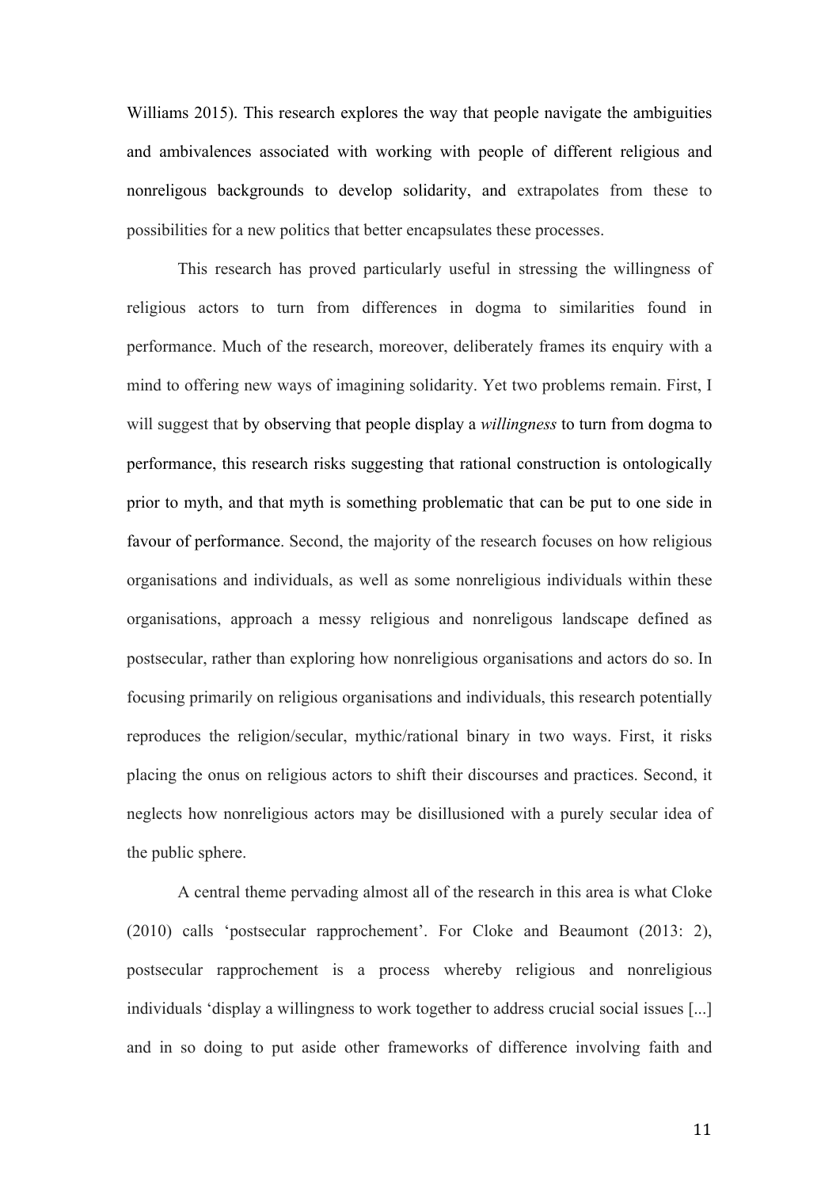Williams 2015). This research explores the way that people navigate the ambiguities and ambivalences associated with working with people of different religious and nonreligous backgrounds to develop solidarity, and extrapolates from these to possibilities for a new politics that better encapsulates these processes.

This research has proved particularly useful in stressing the willingness of religious actors to turn from differences in dogma to similarities found in performance. Much of the research, moreover, deliberately frames its enquiry with a mind to offering new ways of imagining solidarity. Yet two problems remain. First, I will suggest that by observing that people display a *willingness* to turn from dogma to performance, this research risks suggesting that rational construction is ontologically prior to myth, and that myth is something problematic that can be put to one side in favour of performance. Second, the majority of the research focuses on how religious organisations and individuals, as well as some nonreligious individuals within these organisations, approach a messy religious and nonreligous landscape defined as postsecular, rather than exploring how nonreligious organisations and actors do so. In focusing primarily on religious organisations and individuals, this research potentially reproduces the religion/secular, mythic/rational binary in two ways. First, it risks placing the onus on religious actors to shift their discourses and practices. Second, it neglects how nonreligious actors may be disillusioned with a purely secular idea of the public sphere.

A central theme pervading almost all of the research in this area is what Cloke (2010) calls 'postsecular rapprochement'. For Cloke and Beaumont (2013: 2), postsecular rapprochement is a process whereby religious and nonreligious individuals 'display a willingness to work together to address crucial social issues [...] and in so doing to put aside other frameworks of difference involving faith and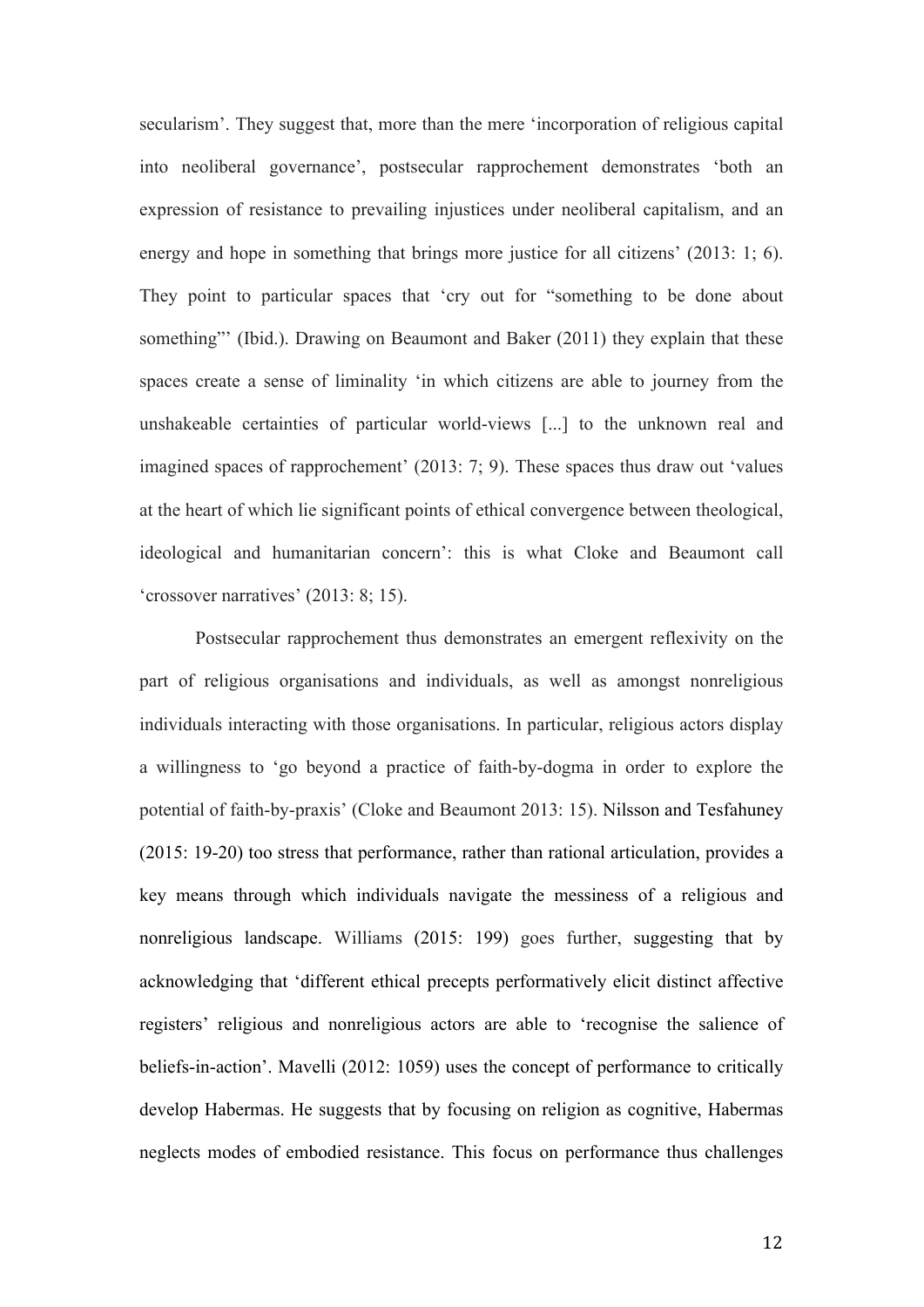secularism'. They suggest that, more than the mere 'incorporation of religious capital into neoliberal governance', postsecular rapprochement demonstrates 'both an expression of resistance to prevailing injustices under neoliberal capitalism, and an energy and hope in something that brings more justice for all citizens' (2013: 1; 6). They point to particular spaces that 'cry out for "something to be done about something"' (Ibid.). Drawing on Beaumont and Baker (2011) they explain that these spaces create a sense of liminality 'in which citizens are able to journey from the unshakeable certainties of particular world-views [...] to the unknown real and imagined spaces of rapprochement' (2013: 7; 9). These spaces thus draw out 'values at the heart of which lie significant points of ethical convergence between theological, ideological and humanitarian concern': this is what Cloke and Beaumont call 'crossover narratives' (2013: 8; 15).

Postsecular rapprochement thus demonstrates an emergent reflexivity on the part of religious organisations and individuals, as well as amongst nonreligious individuals interacting with those organisations. In particular, religious actors display a willingness to 'go beyond a practice of faith-by-dogma in order to explore the potential of faith-by-praxis' (Cloke and Beaumont 2013: 15). Nilsson and Tesfahuney (2015: 19-20) too stress that performance, rather than rational articulation, provides a key means through which individuals navigate the messiness of a religious and nonreligious landscape. Williams (2015: 199) goes further, suggesting that by acknowledging that 'different ethical precepts performatively elicit distinct affective registers' religious and nonreligious actors are able to 'recognise the salience of beliefs-in-action'. Mavelli (2012: 1059) uses the concept of performance to critically develop Habermas. He suggests that by focusing on religion as cognitive, Habermas neglects modes of embodied resistance. This focus on performance thus challenges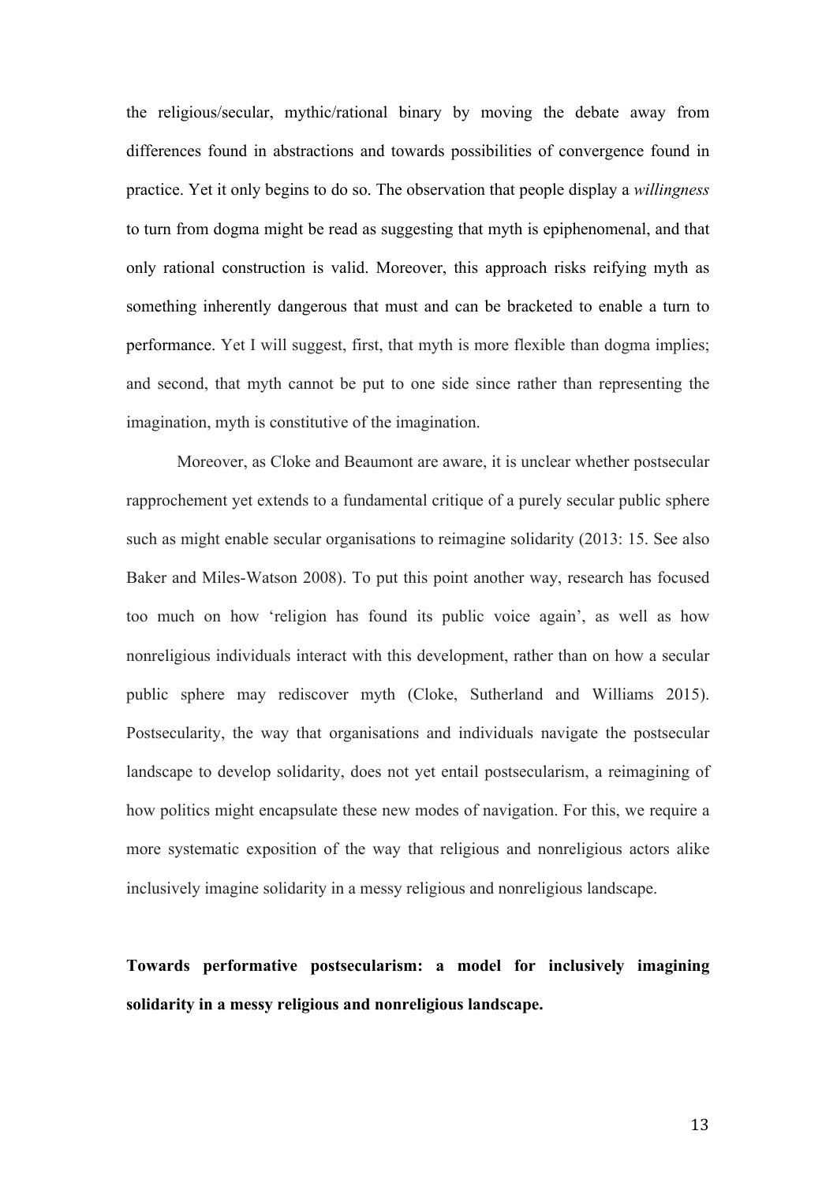the religious/secular, mythic/rational binary by moving the debate away from differences found in abstractions and towards possibilities of convergence found in practice. Yet it only begins to do so. The observation that people display a *willingness* to turn from dogma might be read as suggesting that myth is epiphenomenal, and that only rational construction is valid. Moreover, this approach risks reifying myth as something inherently dangerous that must and can be bracketed to enable a turn to performance. Yet I will suggest, first, that myth is more flexible than dogma implies; and second, that myth cannot be put to one side since rather than representing the imagination, myth is constitutive of the imagination.

Moreover, as Cloke and Beaumont are aware, it is unclear whether postsecular rapprochement yet extends to a fundamental critique of a purely secular public sphere such as might enable secular organisations to reimagine solidarity (2013: 15. See also Baker and Miles-Watson 2008). To put this point another way, research has focused too much on how 'religion has found its public voice again', as well as how nonreligious individuals interact with this development, rather than on how a secular public sphere may rediscover myth (Cloke, Sutherland and Williams 2015). Postsecularity, the way that organisations and individuals navigate the postsecular landscape to develop solidarity, does not yet entail postsecularism, a reimagining of how politics might encapsulate these new modes of navigation. For this, we require a more systematic exposition of the way that religious and nonreligious actors alike inclusively imagine solidarity in a messy religious and nonreligious landscape.

## Towards performative postsecularism: a model for inclusively imagining solidarity in a messy religious and nonreligious landscape.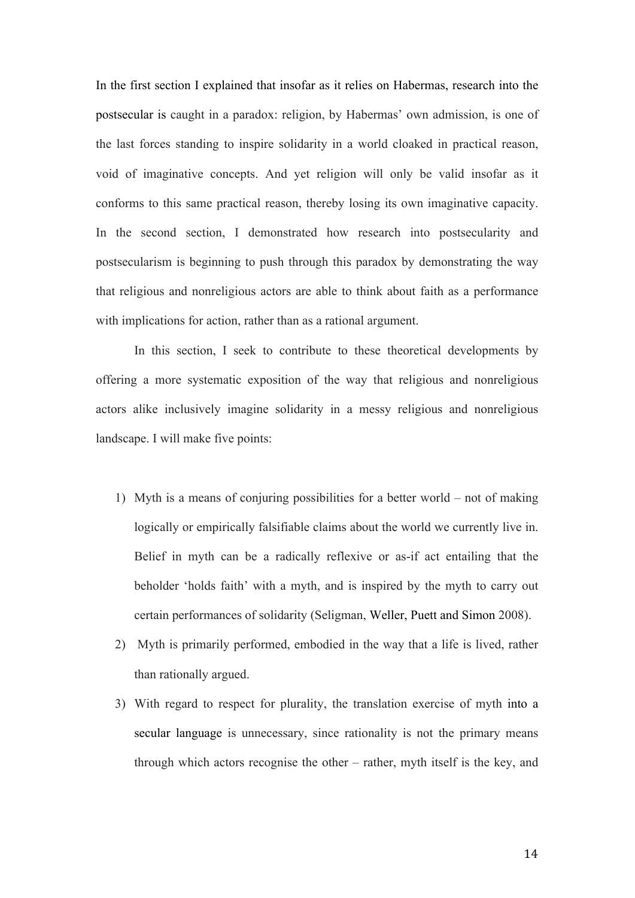In the first section I explained that insofar as it relies on Habermas, research into the postsecular is caught in a paradox: religion, by Habermas' own admission, is one of the last forces standing to inspire solidarity in a world cloaked in practical reason, void of imaginative concepts. And yet religion will only be valid insofar as it conforms to this same practical reason, thereby losing its own imaginative capacity. In the second section, I demonstrated how research into postsecularity and postsecularism is beginning to push through this paradox by demonstrating the way that religious and nonreligious actors are able to think about faith as a performance with implications for action, rather than as a rational argument.

In this section, I seek to contribute to these theoretical developments by offering a more systematic exposition of the way that religious and nonreligious actors alike inclusively imagine solidarity in a messy religious and nonreligious landscape. I will make five points:

1) Myth is a means of conjuring possibilities for a better world – not of making logically or empirically falsifiable claims about the world we currently live in. Belief in myth can be a radically reflexive or as-if act entailing that the beholder 'holds faith' with a myth, and is inspired by the myth to carry out certain performances of solidarity (Seligman, Weller, Puett and Simon 2008).
2) Myth is primarily performed, embodied in the way that a life is lived, rather than rationally argued.
3) With regard to respect for plurality, the translation exercise of myth into a secular language is unnecessary, since rationality is not the primary means through which actors recognise the other – rather, myth itself is the key, and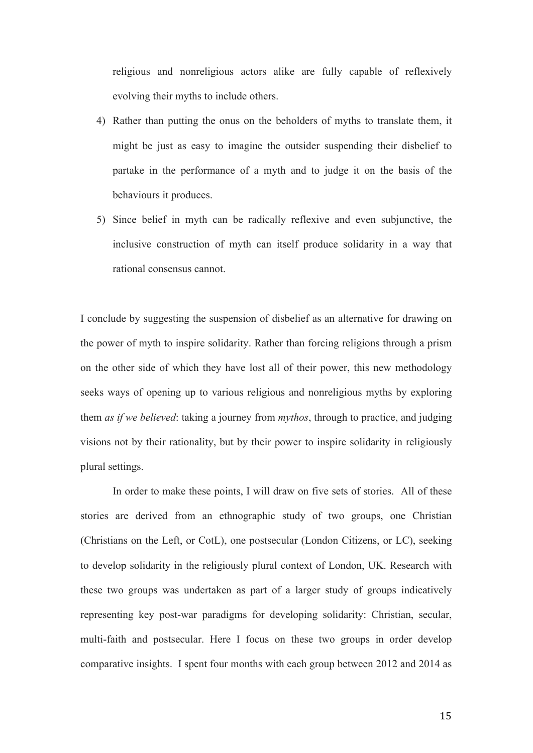religious and nonreligious actors alike are fully capable of reflexively evolving their myths to include others.

4) Rather than putting the onus on the beholders of myths to translate them, it might be just as easy to imagine the outsider suspending their disbelief to partake in the performance of a myth and to judge it on the basis of the behaviours it produces.
5) Since belief in myth can be radically reflexive and even subjunctive, the inclusive construction of myth can itself produce solidarity in a way that rational consensus cannot.

I conclude by suggesting the suspension of disbelief as an alternative for drawing on the power of myth to inspire solidarity. Rather than forcing religions through a prism on the other side of which they have lost all of their power, this new methodology seeks ways of opening up to various religious and nonreligious myths by exploring them *as if we believed*: taking a journey from *mythos*, through to practice, and judging visions not by their rationality, but by their power to inspire solidarity in religiously plural settings.

In order to make these points, I will draw on five sets of stories. All of these stories are derived from an ethnographic study of two groups, one Christian (Christians on the Left, or CotL), one postsecular (London Citizens, or LC), seeking to develop solidarity in the religiously plural context of London, UK. Research with these two groups was undertaken as part of a larger study of groups indicatively representing key post-war paradigms for developing solidarity: Christian, secular, multi-faith and postsecular. Here I focus on these two groups in order develop comparative insights. I spent four months with each group between 2012 and 2014 as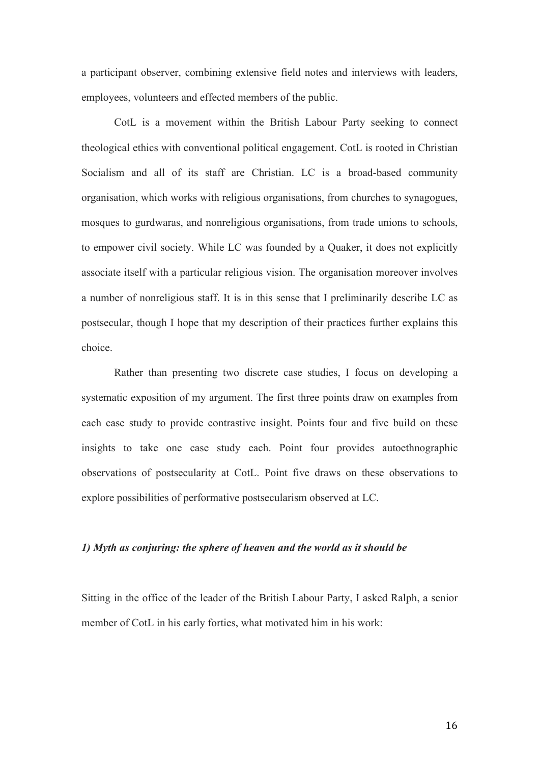a participant observer, combining extensive field notes and interviews with leaders, employees, volunteers and effected members of the public.

CotL is a movement within the British Labour Party seeking to connect theological ethics with conventional political engagement. CotL is rooted in Christian Socialism and all of its staff are Christian. LC is a broad-based community organisation, which works with religious organisations, from churches to synagogues, mosques to gurdwaras, and nonreligious organisations, from trade unions to schools, to empower civil society. While LC was founded by a Quaker, it does not explicitly associate itself with a particular religious vision. The organisation moreover involves a number of nonreligious staff. It is in this sense that I preliminarily describe LC as postsecular, though I hope that my description of their practices further explains this choice.

Rather than presenting two discrete case studies, I focus on developing a systematic exposition of my argument. The first three points draw on examples from each case study to provide contrastive insight. Points four and five build on these insights to take one case study each. Point four provides autoethnographic observations of postsecularity at CotL. Point five draws on these observations to explore possibilities of performative postsecularism observed at LC.

### *1) Myth as conjuring: the sphere of heaven and the world as it should be*

Sitting in the office of the leader of the British Labour Party, I asked Ralph, a senior member of CotL in his early forties, what motivated him in his work: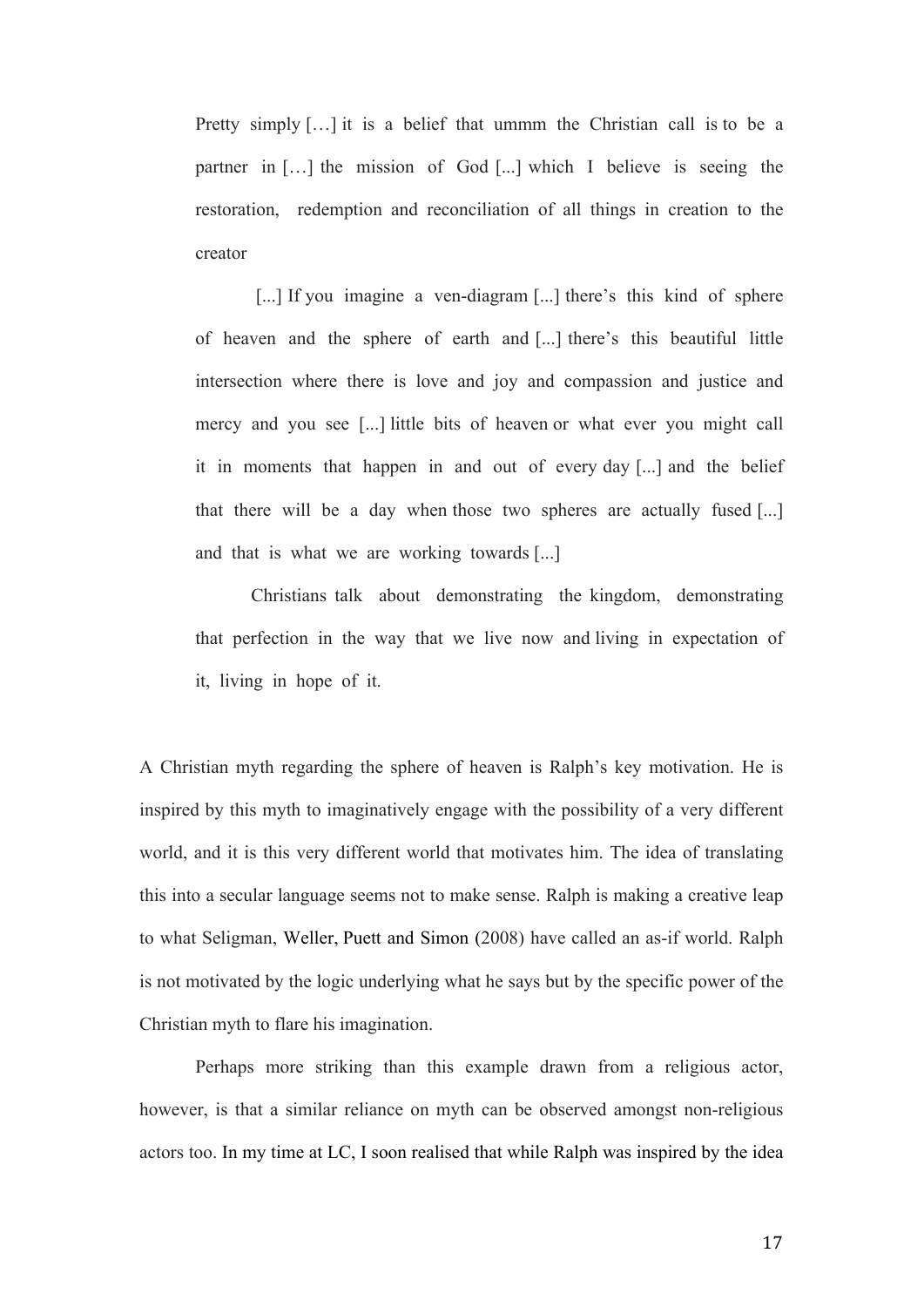> Pretty simply […] it is a belief that ummm the Christian call is to be a partner in […] the mission of God [...] which I believe is seeing the restoration, redemption and reconciliation of all things in creation to the creator
>
> [...] If you imagine a ven-diagram [...] there's this kind of sphere of heaven and the sphere of earth and [...] there's this beautiful little intersection where there is love and joy and compassion and justice and mercy and you see [...] little bits of heaven or what ever you might call it in moments that happen in and out of every day [...] and the belief that there will be a day when those two spheres are actually fused [...] and that is what we are working towards [...]
>
> Christians talk about demonstrating the kingdom, demonstrating that perfection in the way that we live now and living in expectation of it, living in hope of it.

A Christian myth regarding the sphere of heaven is Ralph's key motivation. He is inspired by this myth to imaginatively engage with the possibility of a very different world, and it is this very different world that motivates him. The idea of translating this into a secular language seems not to make sense. Ralph is making a creative leap to what Seligman, Weller, Puett and Simon (2008) have called an as-if world. Ralph is not motivated by the logic underlying what he says but by the specific power of the Christian myth to flare his imagination.

Perhaps more striking than this example drawn from a religious actor, however, is that a similar reliance on myth can be observed amongst non-religious actors too. In my time at LC, I soon realised that while Ralph was inspired by the idea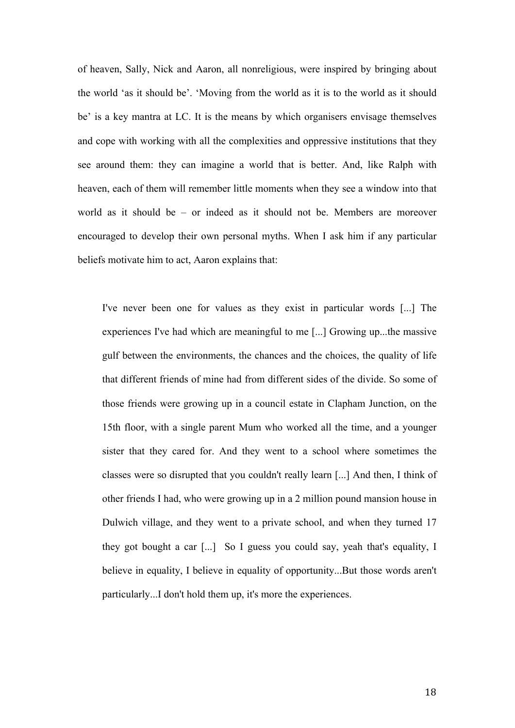of heaven, Sally, Nick and Aaron, all nonreligious, were inspired by bringing about the world 'as it should be'. 'Moving from the world as it is to the world as it should be' is a key mantra at LC. It is the means by which organisers envisage themselves and cope with working with all the complexities and oppressive institutions that they see around them: they can imagine a world that is better. And, like Ralph with heaven, each of them will remember little moments when they see a window into that world as it should be – or indeed as it should not be. Members are moreover encouraged to develop their own personal myths. When I ask him if any particular beliefs motivate him to act, Aaron explains that:

> I've never been one for values as they exist in particular words [...] The experiences I've had which are meaningful to me [...] Growing up...the massive gulf between the environments, the chances and the choices, the quality of life that different friends of mine had from different sides of the divide. So some of those friends were growing up in a council estate in Clapham Junction, on the 15th floor, with a single parent Mum who worked all the time, and a younger sister that they cared for. And they went to a school where sometimes the classes were so disrupted that you couldn't really learn [...] And then, I think of other friends I had, who were growing up in a 2 million pound mansion house in Dulwich village, and they went to a private school, and when they turned 17 they got bought a car [...] So I guess you could say, yeah that's equality, I believe in equality, I believe in equality of opportunity...But those words aren't particularly...I don't hold them up, it's more the experiences.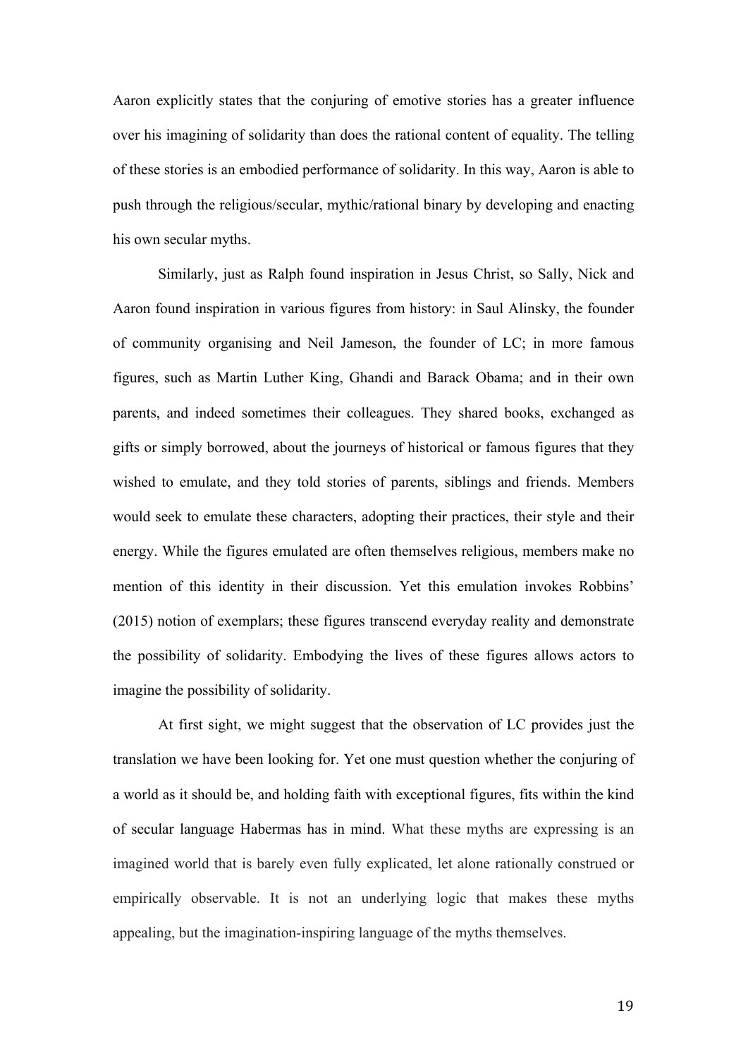Aaron explicitly states that the conjuring of emotive stories has a greater influence over his imagining of solidarity than does the rational content of equality. The telling of these stories is an embodied performance of solidarity. In this way, Aaron is able to push through the religious/secular, mythic/rational binary by developing and enacting his own secular myths.

Similarly, just as Ralph found inspiration in Jesus Christ, so Sally, Nick and Aaron found inspiration in various figures from history: in Saul Alinsky, the founder of community organising and Neil Jameson, the founder of LC; in more famous figures, such as Martin Luther King, Ghandi and Barack Obama; and in their own parents, and indeed sometimes their colleagues. They shared books, exchanged as gifts or simply borrowed, about the journeys of historical or famous figures that they wished to emulate, and they told stories of parents, siblings and friends. Members would seek to emulate these characters, adopting their practices, their style and their energy. While the figures emulated are often themselves religious, members make no mention of this identity in their discussion. Yet this emulation invokes Robbins' (2015) notion of exemplars; these figures transcend everyday reality and demonstrate the possibility of solidarity. Embodying the lives of these figures allows actors to imagine the possibility of solidarity.

At first sight, we might suggest that the observation of LC provides just the translation we have been looking for. Yet one must question whether the conjuring of a world as it should be, and holding faith with exceptional figures, fits within the kind of secular language Habermas has in mind. What these myths are expressing is an imagined world that is barely even fully explicated, let alone rationally construed or empirically observable. It is not an underlying logic that makes these myths appealing, but the imagination-inspiring language of the myths themselves.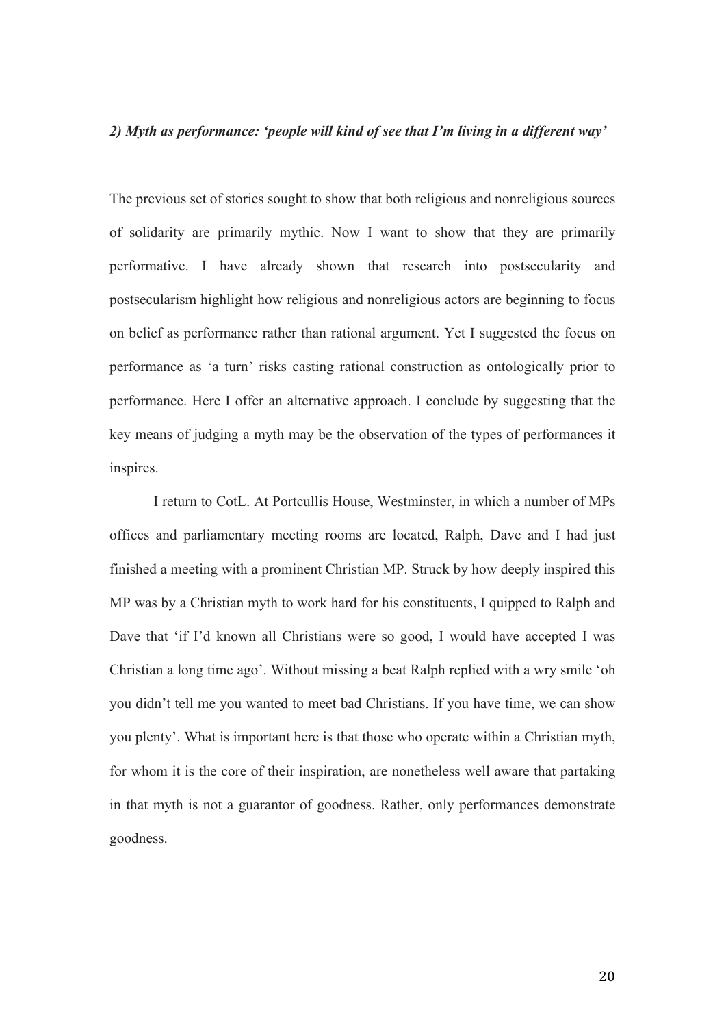### *2) Myth as performance: 'people will kind of see that I'm living in a different way'*

The previous set of stories sought to show that both religious and nonreligious sources of solidarity are primarily mythic. Now I want to show that they are primarily performative. I have already shown that research into postsecularity and postsecularism highlight how religious and nonreligious actors are beginning to focus on belief as performance rather than rational argument. Yet I suggested the focus on performance as 'a turn' risks casting rational construction as ontologically prior to performance. Here I offer an alternative approach. I conclude by suggesting that the key means of judging a myth may be the observation of the types of performances it inspires.

I return to CotL. At Portcullis House, Westminster, in which a number of MPs offices and parliamentary meeting rooms are located, Ralph, Dave and I had just finished a meeting with a prominent Christian MP. Struck by how deeply inspired this MP was by a Christian myth to work hard for his constituents, I quipped to Ralph and Dave that 'if I'd known all Christians were so good, I would have accepted I was Christian a long time ago'. Without missing a beat Ralph replied with a wry smile 'oh you didn't tell me you wanted to meet bad Christians. If you have time, we can show you plenty'. What is important here is that those who operate within a Christian myth, for whom it is the core of their inspiration, are nonetheless well aware that partaking in that myth is not a guarantor of goodness. Rather, only performances demonstrate goodness.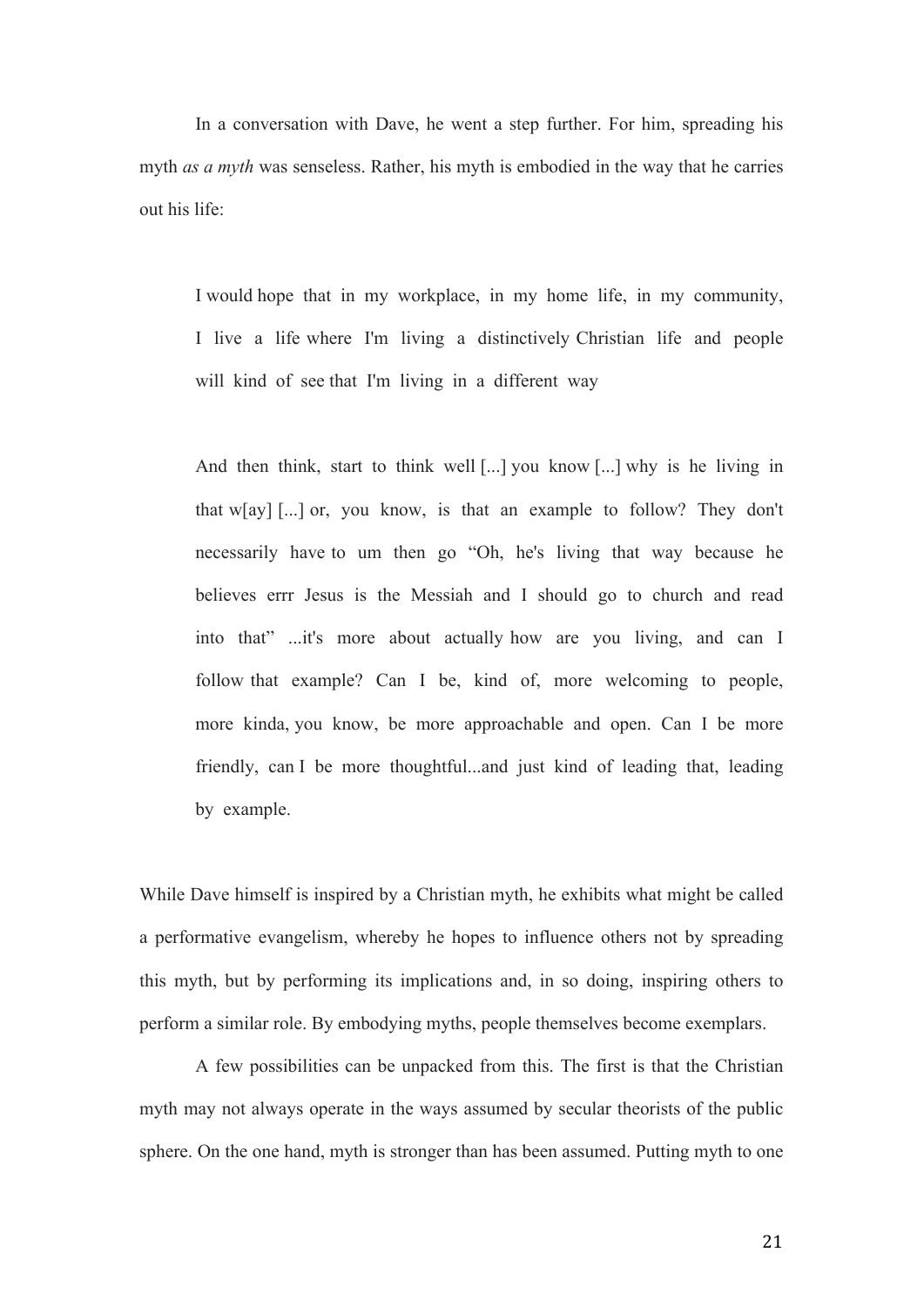In a conversation with Dave, he went a step further. For him, spreading his myth *as a myth* was senseless. Rather, his myth is embodied in the way that he carries out his life:

> I would hope that in my workplace, in my home life, in my community, I live a life where I'm living a distinctively Christian life and people will kind of see that I'm living in a different way
>
> And then think, start to think well [...] you know [...] why is he living in that w[ay] [...] or, you know, is that an example to follow? They don't necessarily have to um then go "Oh, he's living that way because he believes errr Jesus is the Messiah and I should go to church and read into that" ...it's more about actually how are you living, and can I follow that example? Can I be, kind of, more welcoming to people, more kinda, you know, be more approachable and open. Can I be more friendly, can I be more thoughtful...and just kind of leading that, leading by example.

While Dave himself is inspired by a Christian myth, he exhibits what might be called a performative evangelism, whereby he hopes to influence others not by spreading this myth, but by performing its implications and, in so doing, inspiring others to perform a similar role. By embodying myths, people themselves become exemplars.

A few possibilities can be unpacked from this. The first is that the Christian myth may not always operate in the ways assumed by secular theorists of the public sphere. On the one hand, myth is stronger than has been assumed. Putting myth to one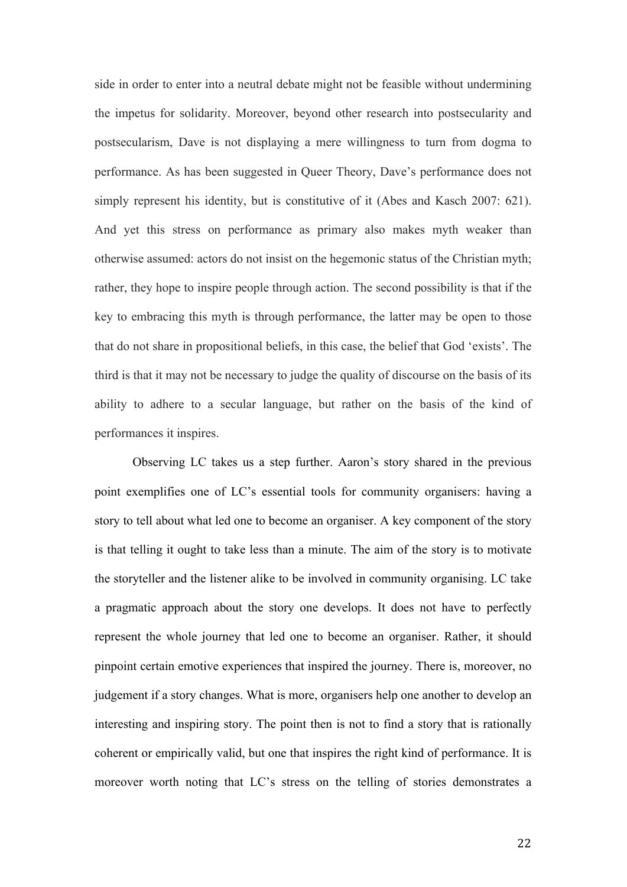side in order to enter into a neutral debate might not be feasible without undermining the impetus for solidarity. Moreover, beyond other research into postsecularity and postsecularism, Dave is not displaying a mere willingness to turn from dogma to performance. As has been suggested in Queer Theory, Dave's performance does not simply represent his identity, but is constitutive of it (Abes and Kasch 2007: 621). And yet this stress on performance as primary also makes myth weaker than otherwise assumed: actors do not insist on the hegemonic status of the Christian myth; rather, they hope to inspire people through action. The second possibility is that if the key to embracing this myth is through performance, the latter may be open to those that do not share in propositional beliefs, in this case, the belief that God 'exists'. The third is that it may not be necessary to judge the quality of discourse on the basis of its ability to adhere to a secular language, but rather on the basis of the kind of performances it inspires.

Observing LC takes us a step further. Aaron's story shared in the previous point exemplifies one of LC's essential tools for community organisers: having a story to tell about what led one to become an organiser. A key component of the story is that telling it ought to take less than a minute. The aim of the story is to motivate the storyteller and the listener alike to be involved in community organising. LC take a pragmatic approach about the story one develops. It does not have to perfectly represent the whole journey that led one to become an organiser. Rather, it should pinpoint certain emotive experiences that inspired the journey. There is, moreover, no judgement if a story changes. What is more, organisers help one another to develop an interesting and inspiring story. The point then is not to find a story that is rationally coherent or empirically valid, but one that inspires the right kind of performance. It is moreover worth noting that LC's stress on the telling of stories demonstrates a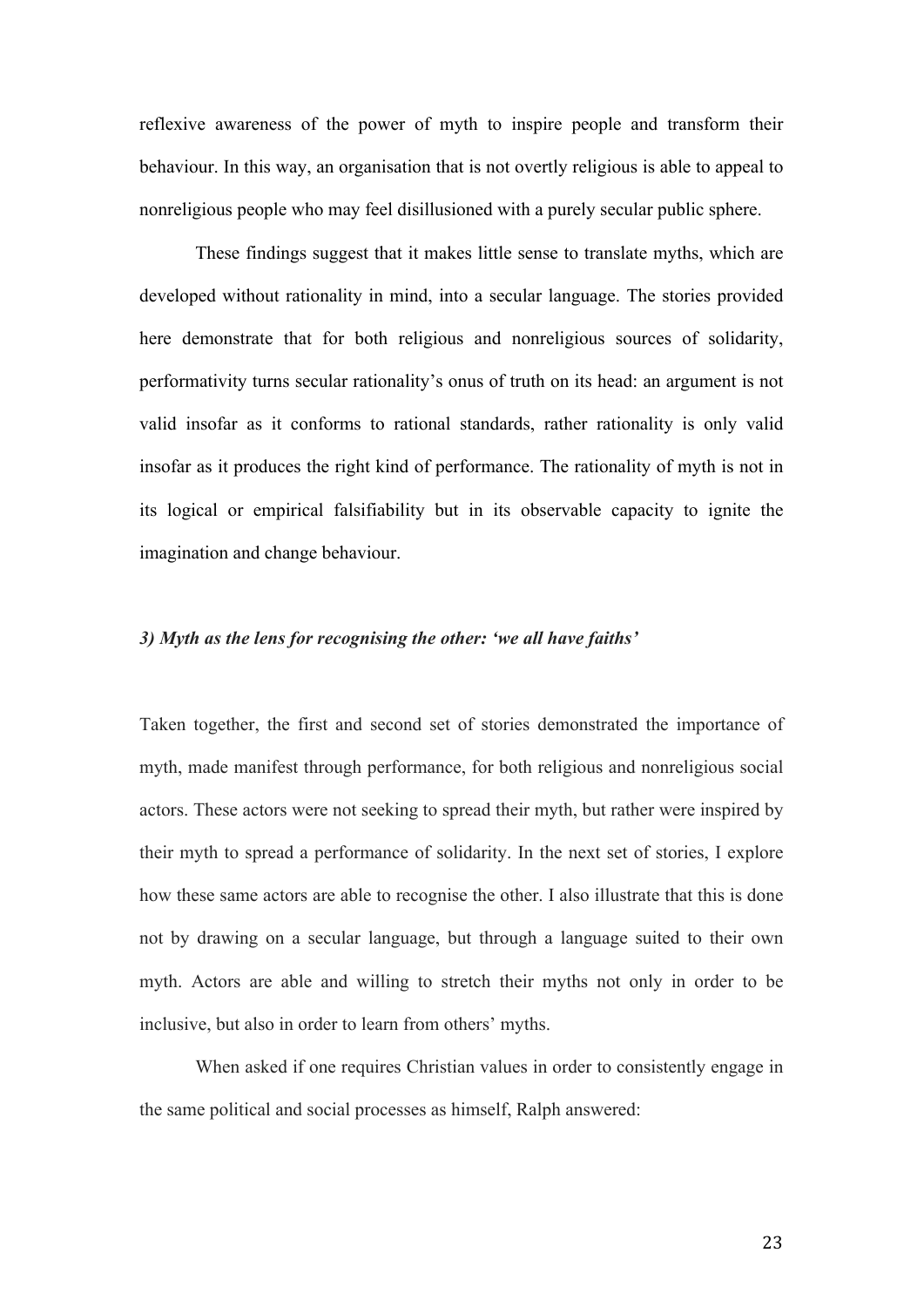reflexive awareness of the power of myth to inspire people and transform their behaviour. In this way, an organisation that is not overtly religious is able to appeal to nonreligious people who may feel disillusioned with a purely secular public sphere.

These findings suggest that it makes little sense to translate myths, which are developed without rationality in mind, into a secular language. The stories provided here demonstrate that for both religious and nonreligious sources of solidarity, performativity turns secular rationality's onus of truth on its head: an argument is not valid insofar as it conforms to rational standards, rather rationality is only valid insofar as it produces the right kind of performance. The rationality of myth is not in its logical or empirical falsifiability but in its observable capacity to ignite the imagination and change behaviour.

### *3) Myth as the lens for recognising the other: 'we all have faiths'*

Taken together, the first and second set of stories demonstrated the importance of myth, made manifest through performance, for both religious and nonreligious social actors. These actors were not seeking to spread their myth, but rather were inspired by their myth to spread a performance of solidarity. In the next set of stories, I explore how these same actors are able to recognise the other. I also illustrate that this is done not by drawing on a secular language, but through a language suited to their own myth. Actors are able and willing to stretch their myths not only in order to be inclusive, but also in order to learn from others' myths.

When asked if one requires Christian values in order to consistently engage in the same political and social processes as himself, Ralph answered: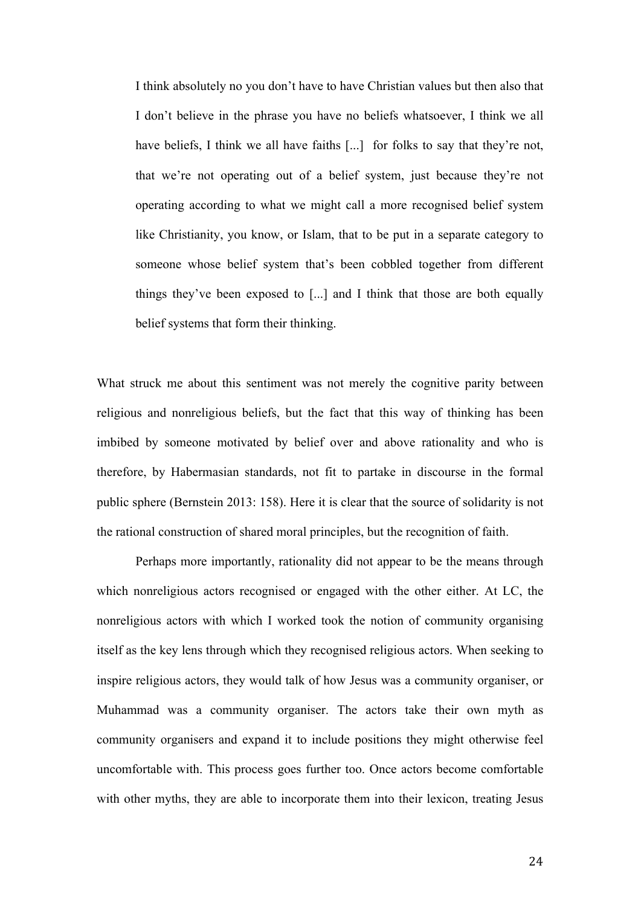> I think absolutely no you don't have to have Christian values but then also that I don't believe in the phrase you have no beliefs whatsoever, I think we all have beliefs, I think we all have faiths [...] for folks to say that they're not, that we're not operating out of a belief system, just because they're not operating according to what we might call a more recognised belief system like Christianity, you know, or Islam, that to be put in a separate category to someone whose belief system that's been cobbled together from different things they've been exposed to [...] and I think that those are both equally belief systems that form their thinking.

What struck me about this sentiment was not merely the cognitive parity between religious and nonreligious beliefs, but the fact that this way of thinking has been imbibed by someone motivated by belief over and above rationality and who is therefore, by Habermasian standards, not fit to partake in discourse in the formal public sphere (Bernstein 2013: 158). Here it is clear that the source of solidarity is not the rational construction of shared moral principles, but the recognition of faith.

Perhaps more importantly, rationality did not appear to be the means through which nonreligious actors recognised or engaged with the other either. At LC, the nonreligious actors with which I worked took the notion of community organising itself as the key lens through which they recognised religious actors. When seeking to inspire religious actors, they would talk of how Jesus was a community organiser, or Muhammad was a community organiser. The actors take their own myth as community organisers and expand it to include positions they might otherwise feel uncomfortable with. This process goes further too. Once actors become comfortable with other myths, they are able to incorporate them into their lexicon, treating Jesus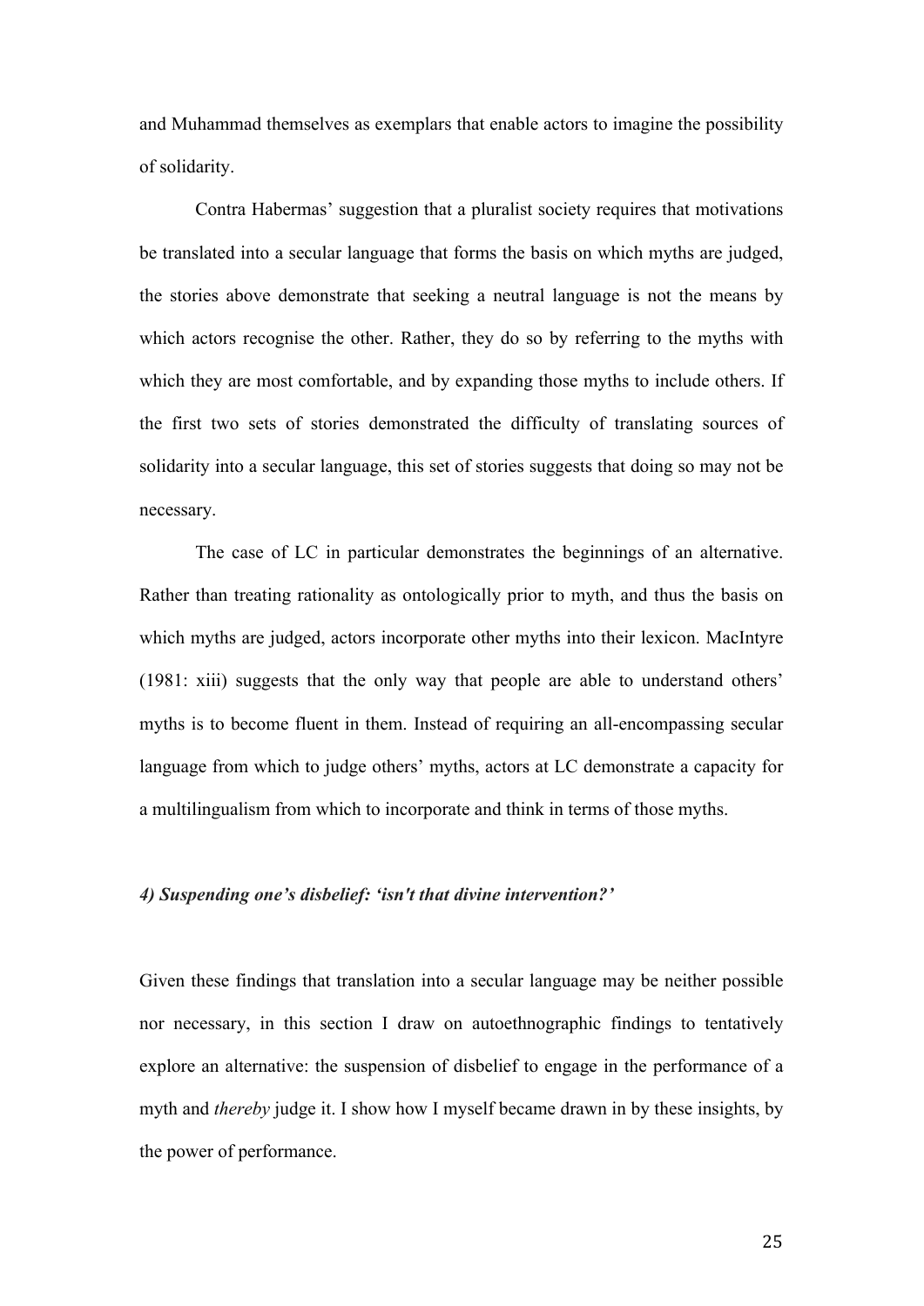and Muhammad themselves as exemplars that enable actors to imagine the possibility of solidarity.

Contra Habermas' suggestion that a pluralist society requires that motivations be translated into a secular language that forms the basis on which myths are judged, the stories above demonstrate that seeking a neutral language is not the means by which actors recognise the other. Rather, they do so by referring to the myths with which they are most comfortable, and by expanding those myths to include others. If the first two sets of stories demonstrated the difficulty of translating sources of solidarity into a secular language, this set of stories suggests that doing so may not be necessary.

The case of LC in particular demonstrates the beginnings of an alternative. Rather than treating rationality as ontologically prior to myth, and thus the basis on which myths are judged, actors incorporate other myths into their lexicon. MacIntyre (1981: xiii) suggests that the only way that people are able to understand others' myths is to become fluent in them. Instead of requiring an all-encompassing secular language from which to judge others' myths, actors at LC demonstrate a capacity for a multilingualism from which to incorporate and think in terms of those myths.

#### *4) Suspending one's disbelief: 'isn't that divine intervention?'*

Given these findings that translation into a secular language may be neither possible nor necessary, in this section I draw on autoethnographic findings to tentatively explore an alternative: the suspension of disbelief to engage in the performance of a myth and *thereby* judge it. I show how I myself became drawn in by these insights, by the power of performance.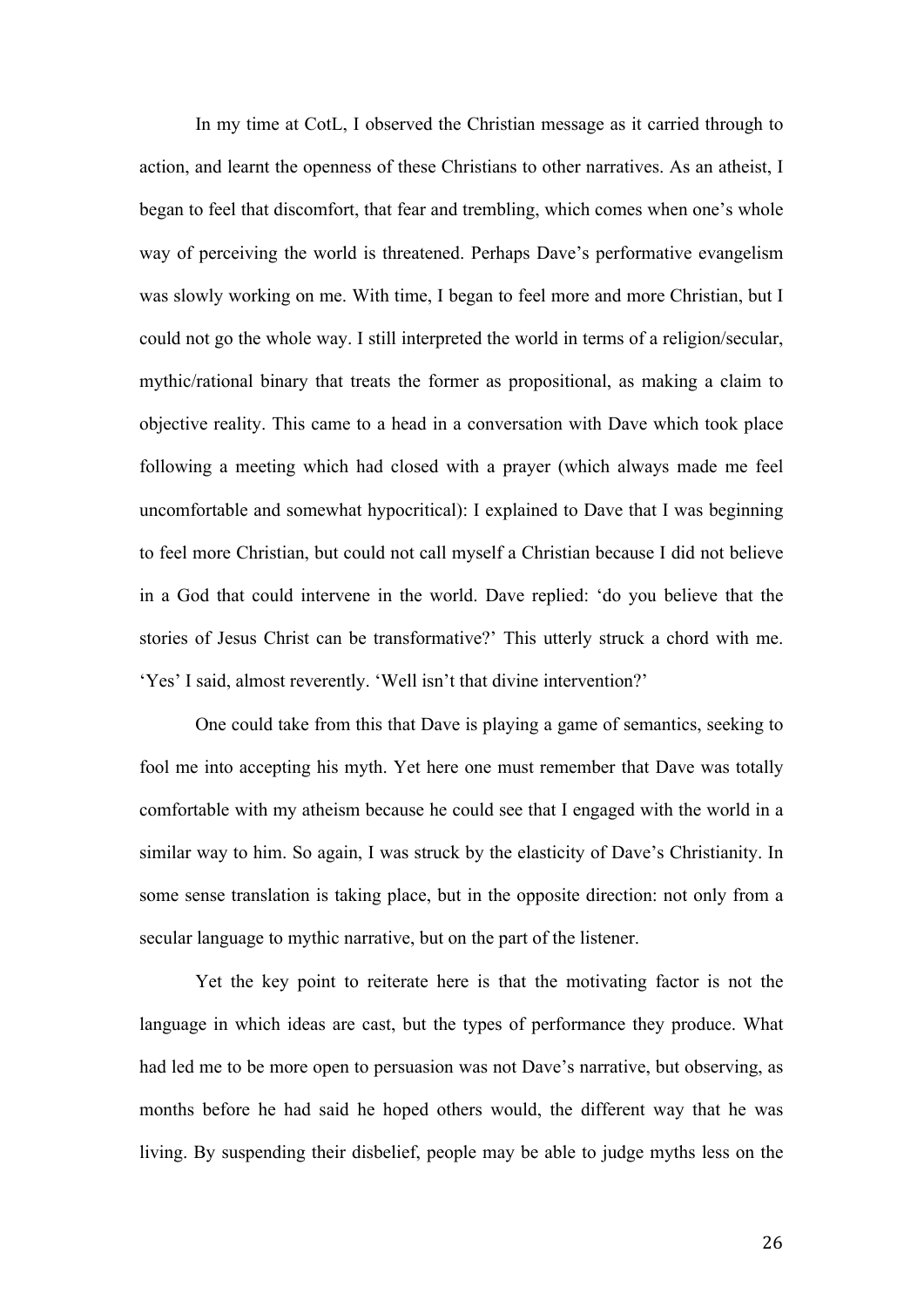In my time at CotL, I observed the Christian message as it carried through to action, and learnt the openness of these Christians to other narratives. As an atheist, I began to feel that discomfort, that fear and trembling, which comes when one's whole way of perceiving the world is threatened. Perhaps Dave's performative evangelism was slowly working on me. With time, I began to feel more and more Christian, but I could not go the whole way. I still interpreted the world in terms of a religion/secular, mythic/rational binary that treats the former as propositional, as making a claim to objective reality. This came to a head in a conversation with Dave which took place following a meeting which had closed with a prayer (which always made me feel uncomfortable and somewhat hypocritical): I explained to Dave that I was beginning to feel more Christian, but could not call myself a Christian because I did not believe in a God that could intervene in the world. Dave replied: 'do you believe that the stories of Jesus Christ can be transformative?' This utterly struck a chord with me. 'Yes' I said, almost reverently. 'Well isn't that divine intervention?'

One could take from this that Dave is playing a game of semantics, seeking to fool me into accepting his myth. Yet here one must remember that Dave was totally comfortable with my atheism because he could see that I engaged with the world in a similar way to him. So again, I was struck by the elasticity of Dave's Christianity. In some sense translation is taking place, but in the opposite direction: not only from a secular language to mythic narrative, but on the part of the listener.

Yet the key point to reiterate here is that the motivating factor is not the language in which ideas are cast, but the types of performance they produce. What had led me to be more open to persuasion was not Dave's narrative, but observing, as months before he had said he hoped others would, the different way that he was living. By suspending their disbelief, people may be able to judge myths less on the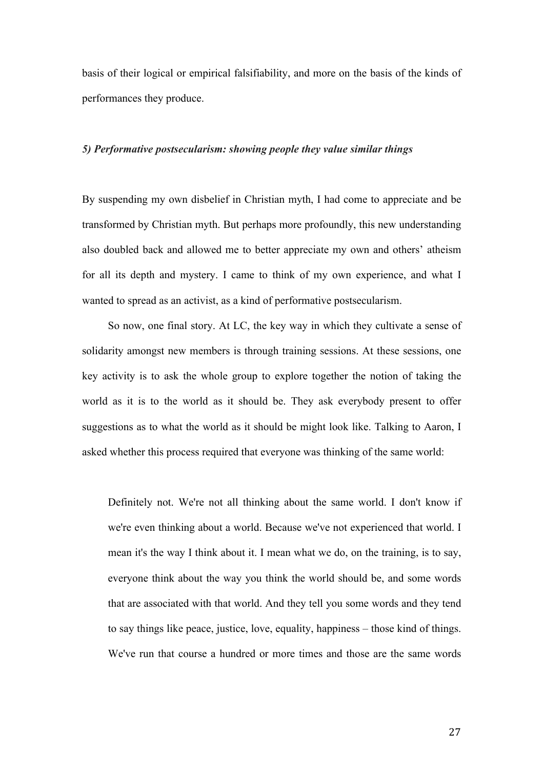basis of their logical or empirical falsifiability, and more on the basis of the kinds of performances they produce.

### *5) Performative postsecularism: showing people they value similar things*

By suspending my own disbelief in Christian myth, I had come to appreciate and be transformed by Christian myth. But perhaps more profoundly, this new understanding also doubled back and allowed me to better appreciate my own and others' atheism for all its depth and mystery. I came to think of my own experience, and what I wanted to spread as an activist, as a kind of performative postsecularism.

So now, one final story. At LC, the key way in which they cultivate a sense of solidarity amongst new members is through training sessions. At these sessions, one key activity is to ask the whole group to explore together the notion of taking the world as it is to the world as it should be. They ask everybody present to offer suggestions as to what the world as it should be might look like. Talking to Aaron, I asked whether this process required that everyone was thinking of the same world:

> Definitely not. We're not all thinking about the same world. I don't know if we're even thinking about a world. Because we've not experienced that world. I mean it's the way I think about it. I mean what we do, on the training, is to say, everyone think about the way you think the world should be, and some words that are associated with that world. And they tell you some words and they tend to say things like peace, justice, love, equality, happiness – those kind of things. We've run that course a hundred or more times and those are the same words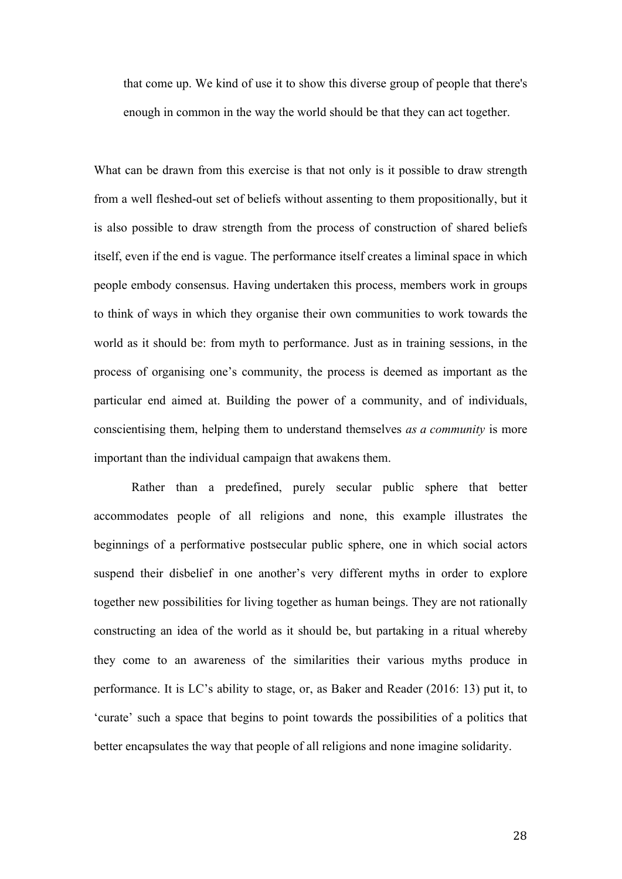> that come up. We kind of use it to show this diverse group of people that there's enough in common in the way the world should be that they can act together.

What can be drawn from this exercise is that not only is it possible to draw strength from a well fleshed-out set of beliefs without assenting to them propositionally, but it is also possible to draw strength from the process of construction of shared beliefs itself, even if the end is vague. The performance itself creates a liminal space in which people embody consensus. Having undertaken this process, members work in groups to think of ways in which they organise their own communities to work towards the world as it should be: from myth to performance. Just as in training sessions, in the process of organising one's community, the process is deemed as important as the particular end aimed at. Building the power of a community, and of individuals, conscientising them, helping them to understand themselves *as a community* is more important than the individual campaign that awakens them.

Rather than a predefined, purely secular public sphere that better accommodates people of all religions and none, this example illustrates the beginnings of a performative postsecular public sphere, one in which social actors suspend their disbelief in one another's very different myths in order to explore together new possibilities for living together as human beings. They are not rationally constructing an idea of the world as it should be, but partaking in a ritual whereby they come to an awareness of the similarities their various myths produce in performance. It is LC's ability to stage, or, as Baker and Reader (2016: 13) put it, to 'curate' such a space that begins to point towards the possibilities of a politics that better encapsulates the way that people of all religions and none imagine solidarity.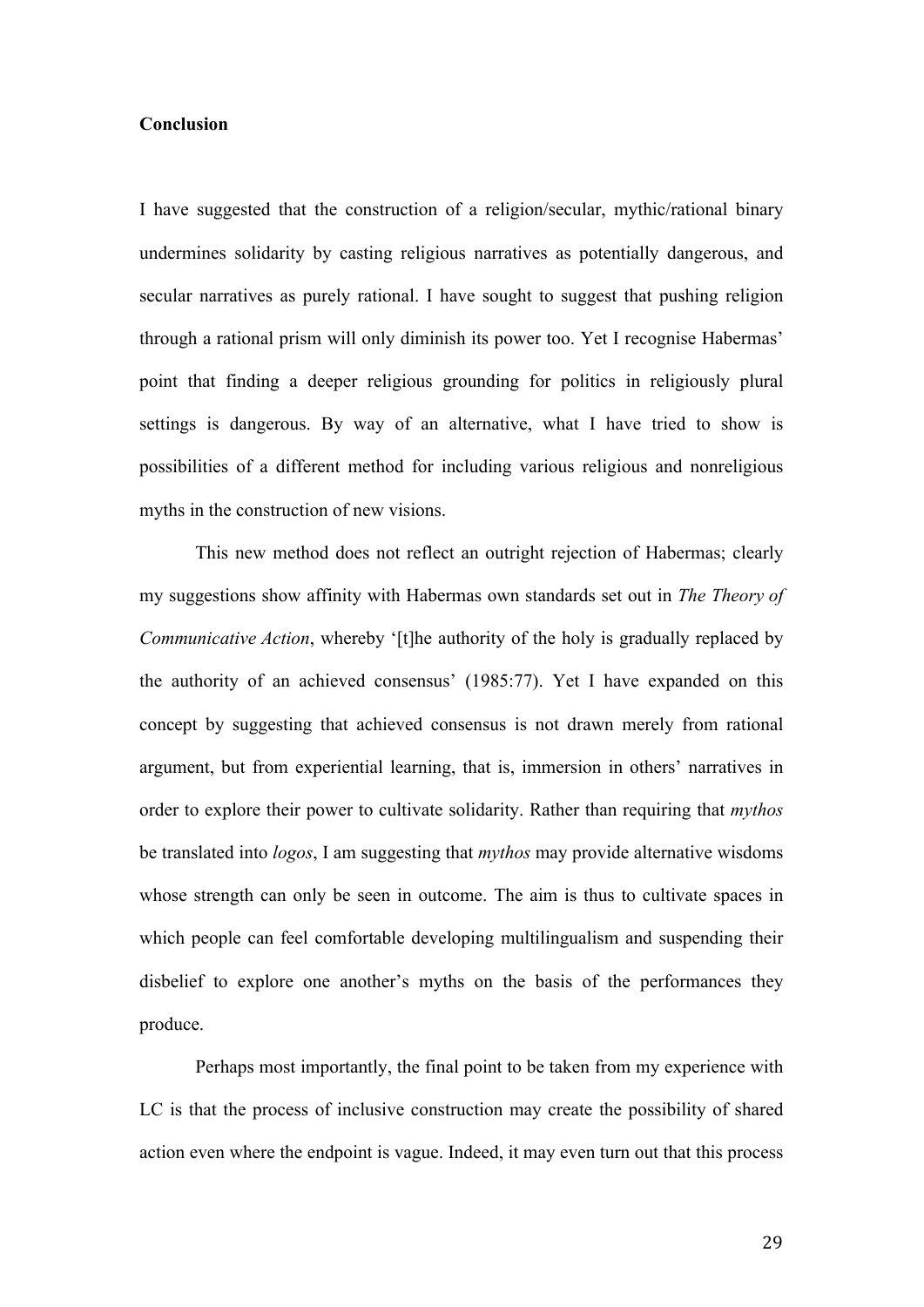**Conclusion**

I have suggested that the construction of a religion/secular, mythic/rational binary undermines solidarity by casting religious narratives as potentially dangerous, and secular narratives as purely rational. I have sought to suggest that pushing religion through a rational prism will only diminish its power too. Yet I recognise Habermas' point that finding a deeper religious grounding for politics in religiously plural settings is dangerous. By way of an alternative, what I have tried to show is possibilities of a different method for including various religious and nonreligious myths in the construction of new visions.

This new method does not reflect an outright rejection of Habermas; clearly my suggestions show affinity with Habermas own standards set out in *The Theory of Communicative Action*, whereby '[t]he authority of the holy is gradually replaced by the authority of an achieved consensus' (1985:77). Yet I have expanded on this concept by suggesting that achieved consensus is not drawn merely from rational argument, but from experiential learning, that is, immersion in others' narratives in order to explore their power to cultivate solidarity. Rather than requiring that *mythos* be translated into *logos*, I am suggesting that *mythos* may provide alternative wisdoms whose strength can only be seen in outcome. The aim is thus to cultivate spaces in which people can feel comfortable developing multilingualism and suspending their disbelief to explore one another's myths on the basis of the performances they produce.

Perhaps most importantly, the final point to be taken from my experience with LC is that the process of inclusive construction may create the possibility of shared action even where the endpoint is vague. Indeed, it may even turn out that this process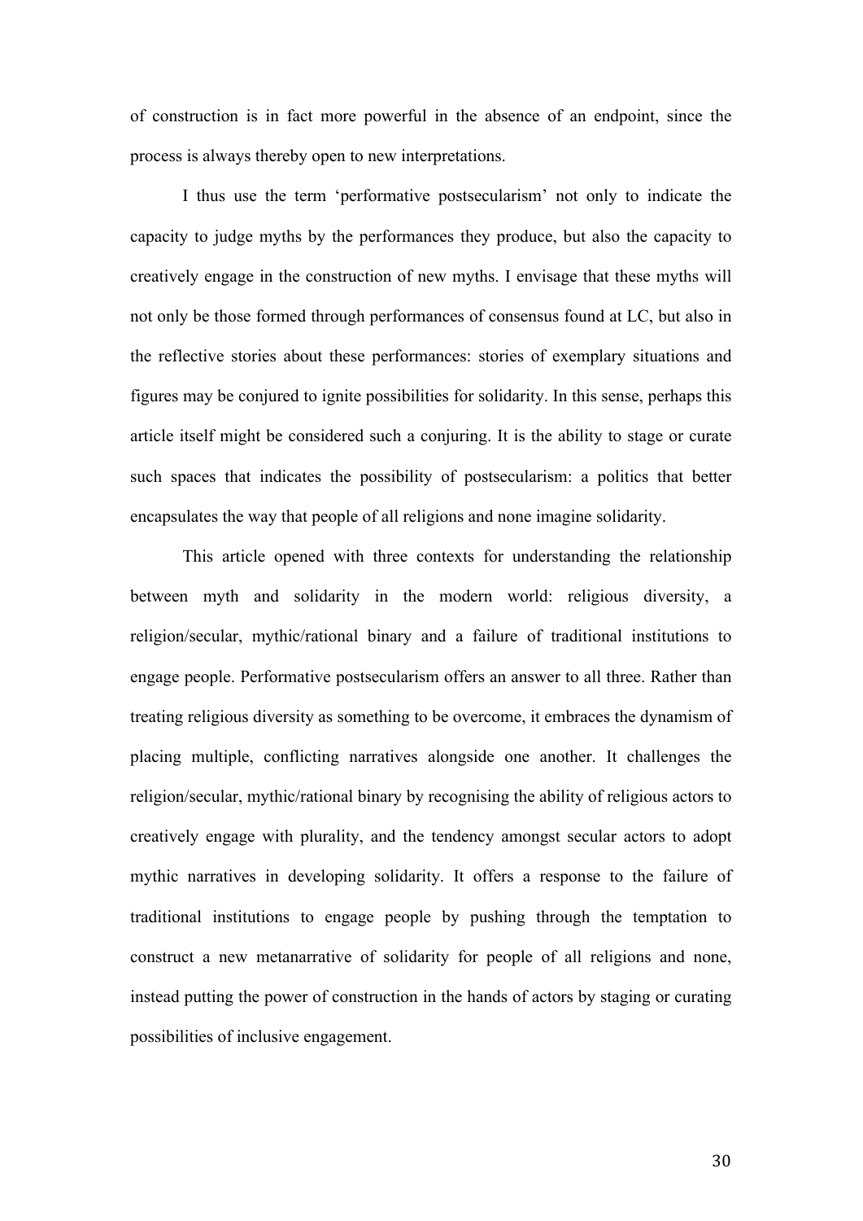of construction is in fact more powerful in the absence of an endpoint, since the process is always thereby open to new interpretations.

I thus use the term 'performative postsecularism' not only to indicate the capacity to judge myths by the performances they produce, but also the capacity to creatively engage in the construction of new myths. I envisage that these myths will not only be those formed through performances of consensus found at LC, but also in the reflective stories about these performances: stories of exemplary situations and figures may be conjured to ignite possibilities for solidarity. In this sense, perhaps this article itself might be considered such a conjuring. It is the ability to stage or curate such spaces that indicates the possibility of postsecularism: a politics that better encapsulates the way that people of all religions and none imagine solidarity.

This article opened with three contexts for understanding the relationship between myth and solidarity in the modern world: religious diversity, a religion/secular, mythic/rational binary and a failure of traditional institutions to engage people. Performative postsecularism offers an answer to all three. Rather than treating religious diversity as something to be overcome, it embraces the dynamism of placing multiple, conflicting narratives alongside one another. It challenges the religion/secular, mythic/rational binary by recognising the ability of religious actors to creatively engage with plurality, and the tendency amongst secular actors to adopt mythic narratives in developing solidarity. It offers a response to the failure of traditional institutions to engage people by pushing through the temptation to construct a new metanarrative of solidarity for people of all religions and none, instead putting the power of construction in the hands of actors by staging or curating possibilities of inclusive engagement.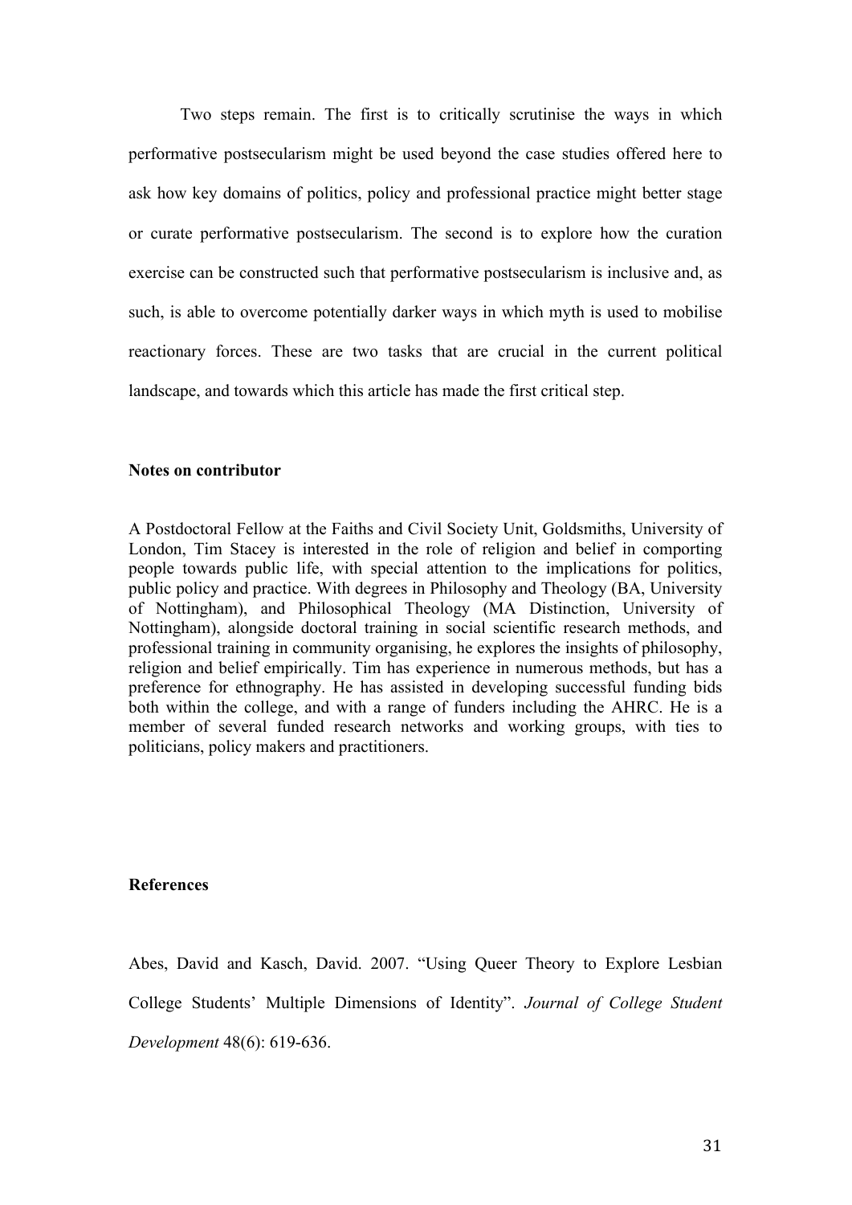Two steps remain. The first is to critically scrutinise the ways in which performative postsecularism might be used beyond the case studies offered here to ask how key domains of politics, policy and professional practice might better stage or curate performative postsecularism. The second is to explore how the curation exercise can be constructed such that performative postsecularism is inclusive and, as such, is able to overcome potentially darker ways in which myth is used to mobilise reactionary forces. These are two tasks that are crucial in the current political landscape, and towards which this article has made the first critical step.

**Notes on contributor**

A Postdoctoral Fellow at the Faiths and Civil Society Unit, Goldsmiths, University of London, Tim Stacey is interested in the role of religion and belief in comporting people towards public life, with special attention to the implications for politics, public policy and practice. With degrees in Philosophy and Theology (BA, University of Nottingham), and Philosophical Theology (MA Distinction, University of Nottingham), alongside doctoral training in social scientific research methods, and professional training in community organising, he explores the insights of philosophy, religion and belief empirically. Tim has experience in numerous methods, but has a preference for ethnography. He has assisted in developing successful funding bids both within the college, and with a range of funders including the AHRC. He is a member of several funded research networks and working groups, with ties to politicians, policy makers and practitioners.

**References**

Abes, David and Kasch, David. 2007. "Using Queer Theory to Explore Lesbian College Students' Multiple Dimensions of Identity". *Journal of College Student Development* 48(6): 619-636.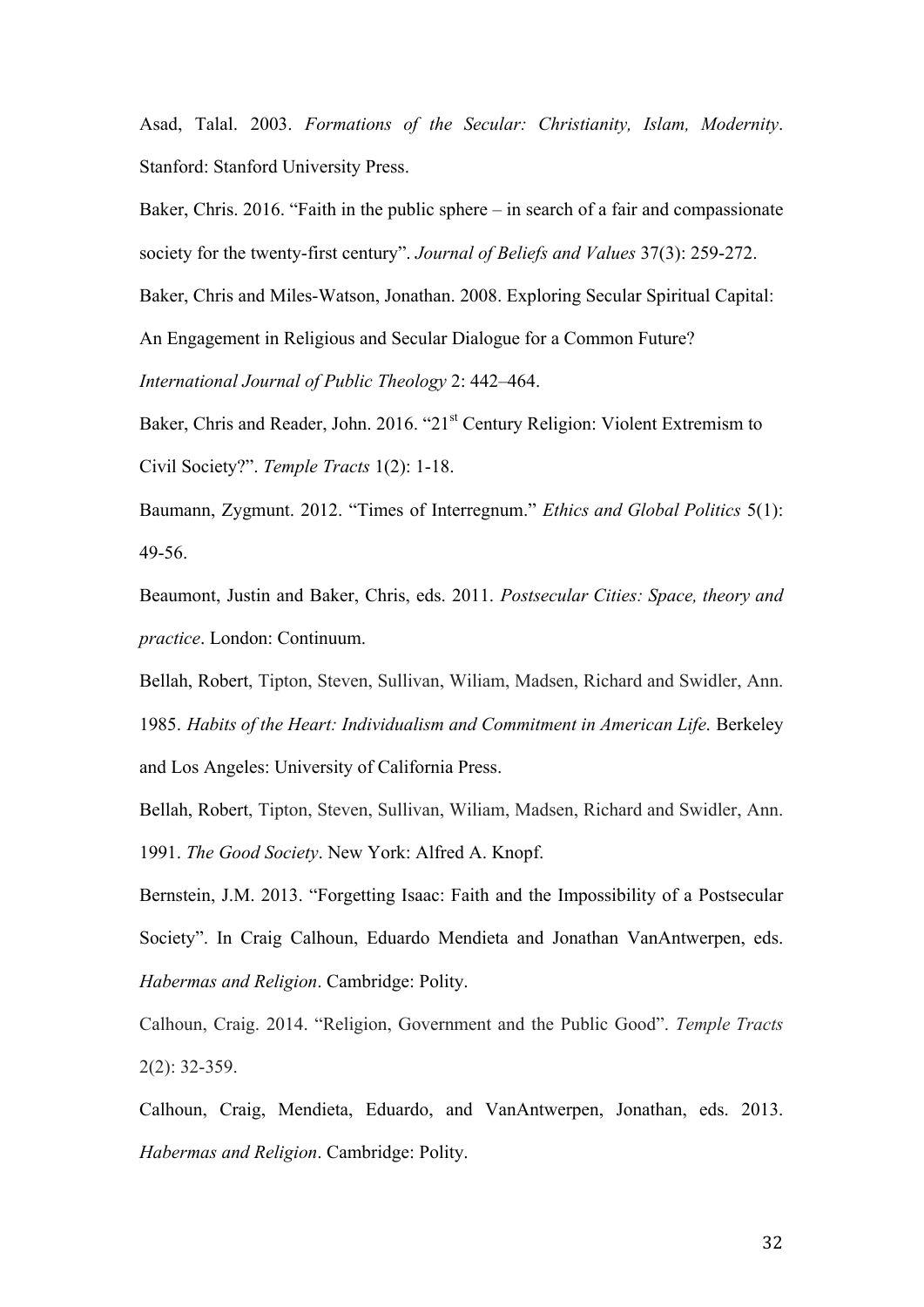Asad, Talal. 2003. *Formations of the Secular: Christianity, Islam, Modernity*. Stanford: Stanford University Press.

Baker, Chris. 2016. "Faith in the public sphere – in search of a fair and compassionate society for the twenty-first century". *Journal of Beliefs and Values* 37(3): 259-272.

Baker, Chris and Miles-Watson, Jonathan. 2008. Exploring Secular Spiritual Capital: An Engagement in Religious and Secular Dialogue for a Common Future? *International Journal of Public Theology* 2: 442–464.

Baker, Chris and Reader, John. 2016. "21st Century Religion: Violent Extremism to Civil Society?". *Temple Tracts* 1(2): 1-18.

Baumann, Zygmunt. 2012. "Times of Interregnum." *Ethics and Global Politics* 5(1): 49-56.

Beaumont, Justin and Baker, Chris, eds. 2011. *Postsecular Cities: Space, theory and practice*. London: Continuum.

Bellah, Robert, Tipton, Steven, Sullivan, Wiliam, Madsen, Richard and Swidler, Ann. 1985. *Habits of the Heart: Individualism and Commitment in American Life.* Berkeley and Los Angeles: University of California Press.

Bellah, Robert, Tipton, Steven, Sullivan, Wiliam, Madsen, Richard and Swidler, Ann. 1991. *The Good Society*. New York: Alfred A. Knopf.

Bernstein, J.M. 2013. "Forgetting Isaac: Faith and the Impossibility of a Postsecular Society". In Craig Calhoun, Eduardo Mendieta and Jonathan VanAntwerpen, eds. *Habermas and Religion*. Cambridge: Polity.

Calhoun, Craig. 2014. "Religion, Government and the Public Good". *Temple Tracts* 2(2): 32-359.

Calhoun, Craig, Mendieta, Eduardo, and VanAntwerpen, Jonathan, eds. 2013. *Habermas and Religion*. Cambridge: Polity.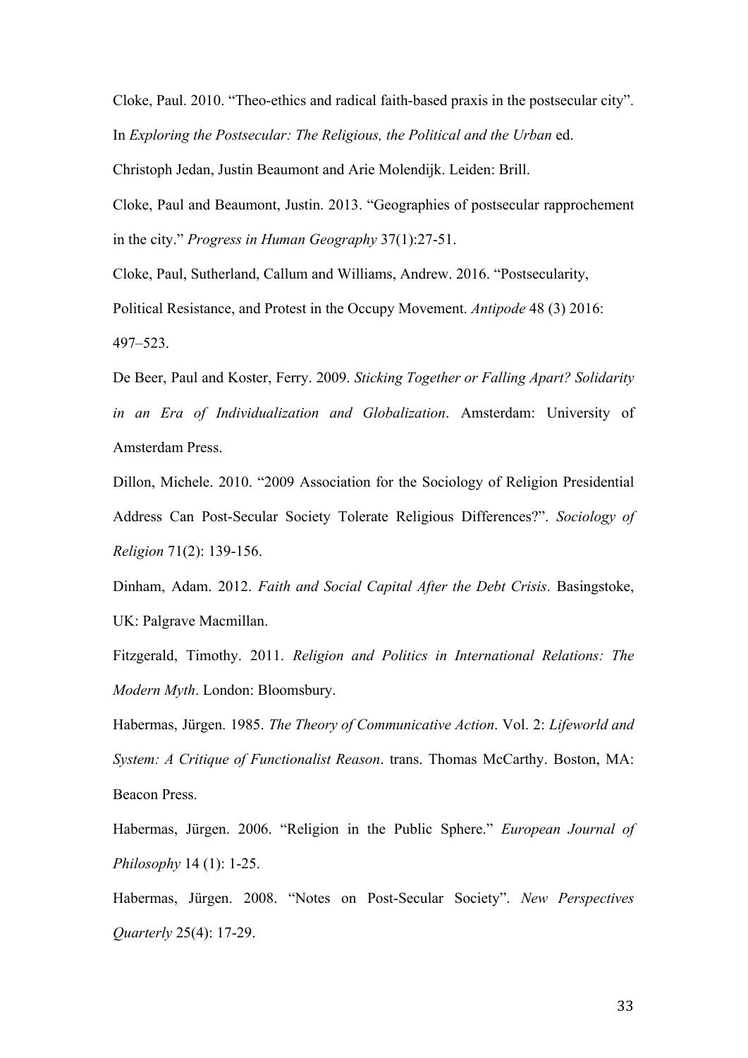Cloke, Paul. 2010. "Theo-ethics and radical faith-based praxis in the postsecular city". In *Exploring the Postsecular: The Religious, the Political and the Urban* ed. Christoph Jedan, Justin Beaumont and Arie Molendijk. Leiden: Brill.

Cloke, Paul and Beaumont, Justin. 2013. "Geographies of postsecular rapprochement in the city." *Progress in Human Geography* 37(1):27-51.

Cloke, Paul, Sutherland, Callum and Williams, Andrew. 2016. "Postsecularity, Political Resistance, and Protest in the Occupy Movement. *Antipode* 48 (3) 2016: 497–523.

De Beer, Paul and Koster, Ferry. 2009. *Sticking Together or Falling Apart? Solidarity in an Era of Individualization and Globalization*. Amsterdam: University of Amsterdam Press.

Dillon, Michele. 2010. "2009 Association for the Sociology of Religion Presidential Address Can Post-Secular Society Tolerate Religious Differences?". *Sociology of Religion* 71(2): 139-156.

Dinham, Adam. 2012. *Faith and Social Capital After the Debt Crisis*. Basingstoke, UK: Palgrave Macmillan.

Fitzgerald, Timothy. 2011. *Religion and Politics in International Relations: The Modern Myth*. London: Bloomsbury.

Habermas, Jürgen. 1985. *The Theory of Communicative Action*. Vol. 2: *Lifeworld and System: A Critique of Functionalist Reason*. trans. Thomas McCarthy. Boston, MA: Beacon Press.

Habermas, Jürgen. 2006. "Religion in the Public Sphere." *European Journal of Philosophy* 14 (1): 1-25.

Habermas, Jürgen. 2008. "Notes on Post-Secular Society". *New Perspectives Quarterly* 25(4): 17-29.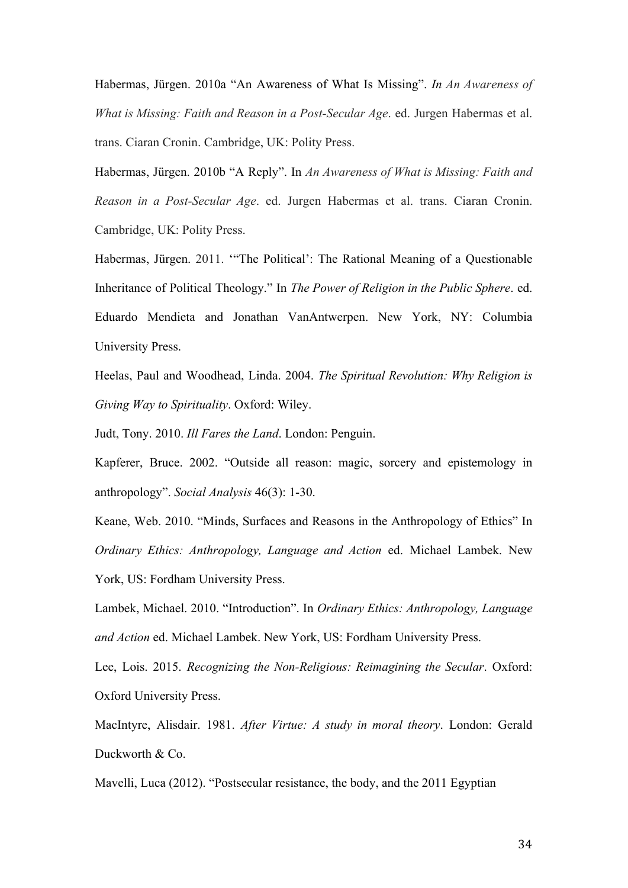Habermas, Jürgen. 2010a "An Awareness of What Is Missing". *In An Awareness of What is Missing: Faith and Reason in a Post-Secular Age*. ed. Jurgen Habermas et al. trans. Ciaran Cronin. Cambridge, UK: Polity Press.

Habermas, Jürgen. 2010b "A Reply". In *An Awareness of What is Missing: Faith and Reason in a Post-Secular Age*. ed. Jurgen Habermas et al. trans. Ciaran Cronin. Cambridge, UK: Polity Press.

Habermas, Jürgen. 2011. '"The Political': The Rational Meaning of a Questionable Inheritance of Political Theology." In *The Power of Religion in the Public Sphere*. ed. Eduardo Mendieta and Jonathan VanAntwerpen. New York, NY: Columbia University Press.

Heelas, Paul and Woodhead, Linda. 2004. *The Spiritual Revolution: Why Religion is Giving Way to Spirituality*. Oxford: Wiley.

Judt, Tony. 2010. *Ill Fares the Land*. London: Penguin.

Kapferer, Bruce. 2002. "Outside all reason: magic, sorcery and epistemology in anthropology". *Social Analysis* 46(3): 1-30.

Keane, Web. 2010. "Minds, Surfaces and Reasons in the Anthropology of Ethics" In *Ordinary Ethics: Anthropology, Language and Action* ed. Michael Lambek. New York, US: Fordham University Press.

Lambek, Michael. 2010. "Introduction". In *Ordinary Ethics: Anthropology, Language and Action* ed. Michael Lambek. New York, US: Fordham University Press.

Lee, Lois. 2015. *Recognizing the Non-Religious: Reimagining the Secular*. Oxford: Oxford University Press.

MacIntyre, Alisdair. 1981. *After Virtue: A study in moral theory*. London: Gerald Duckworth & Co.

Mavelli, Luca (2012). "Postsecular resistance, the body, and the 2011 Egyptian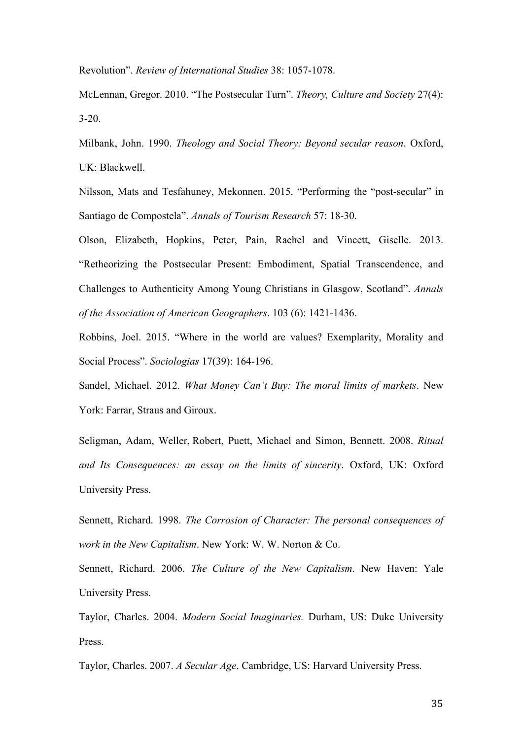Revolution". *Review of International Studies* 38: 1057-1078.

McLennan, Gregor. 2010. "The Postsecular Turn". *Theory, Culture and Society* 27(4): 3-20.

Milbank, John. 1990. *Theology and Social Theory: Beyond secular reason*. Oxford, UK: Blackwell.

Nilsson, Mats and Tesfahuney, Mekonnen. 2015. "Performing the "post-secular" in Santiago de Compostela". *Annals of Tourism Research* 57: 18-30.

Olson, Elizabeth, Hopkins, Peter, Pain, Rachel and Vincett, Giselle. 2013. "Retheorizing the Postsecular Present: Embodiment, Spatial Transcendence, and Challenges to Authenticity Among Young Christians in Glasgow, Scotland". *Annals of the Association of American Geographers*. 103 (6): 1421-1436.

Robbins, Joel. 2015. "Where in the world are values? Exemplarity, Morality and Social Process". *Sociologias* 17(39): 164-196.

Sandel, Michael. 2012. *What Money Can't Buy: The moral limits of markets*. New York: Farrar, Straus and Giroux.

Seligman, Adam, Weller, Robert, Puett, Michael and Simon, Bennett. 2008. *Ritual and Its Consequences: an essay on the limits of sincerity*. Oxford, UK: Oxford University Press.

Sennett, Richard. 1998. *The Corrosion of Character: The personal consequences of work in the New Capitalism*. New York: W. W. Norton & Co.

Sennett, Richard. 2006. *The Culture of the New Capitalism*. New Haven: Yale University Press.

Taylor, Charles. 2004. *Modern Social Imaginaries.* Durham, US: Duke University Press.

Taylor, Charles. 2007. *A Secular Age*. Cambridge, US: Harvard University Press.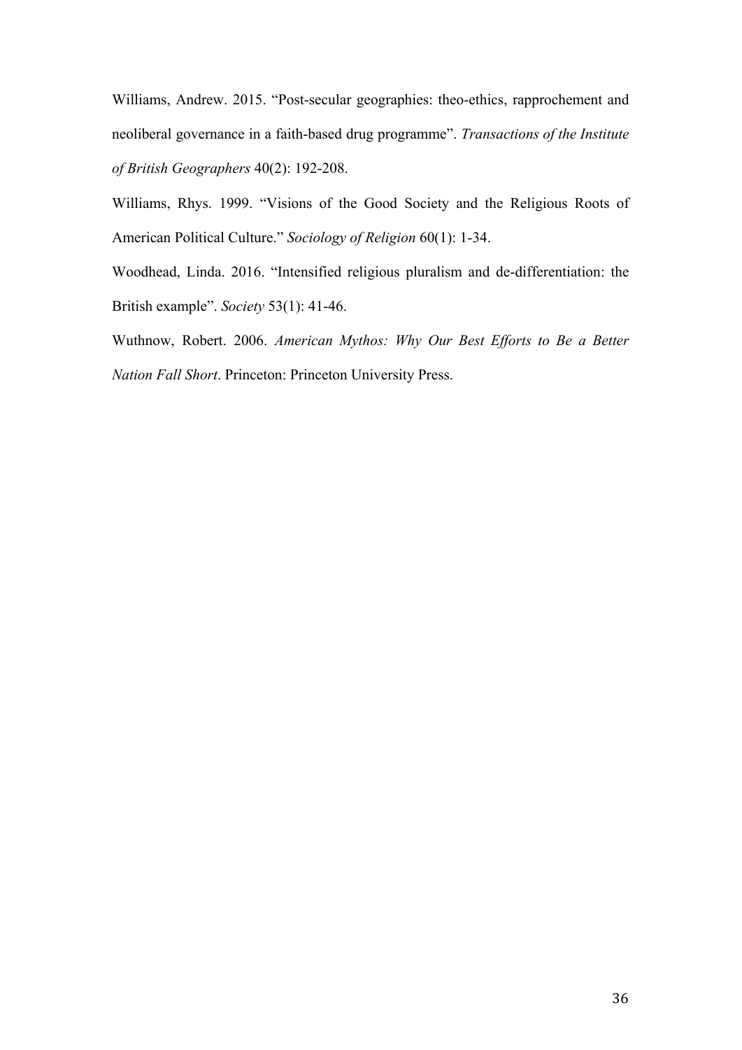Williams, Andrew. 2015. "Post-secular geographies: theo-ethics, rapprochement and neoliberal governance in a faith-based drug programme". *Transactions of the Institute of British Geographers* 40(2): 192-208.

Williams, Rhys. 1999. "Visions of the Good Society and the Religious Roots of American Political Culture." *Sociology of Religion* 60(1): 1-34.

Woodhead, Linda. 2016. "Intensified religious pluralism and de-differentiation: the British example". *Society* 53(1): 41-46.

Wuthnow, Robert. 2006. *American Mythos: Why Our Best Efforts to Be a Better Nation Fall Short*. Princeton: Princeton University Press.